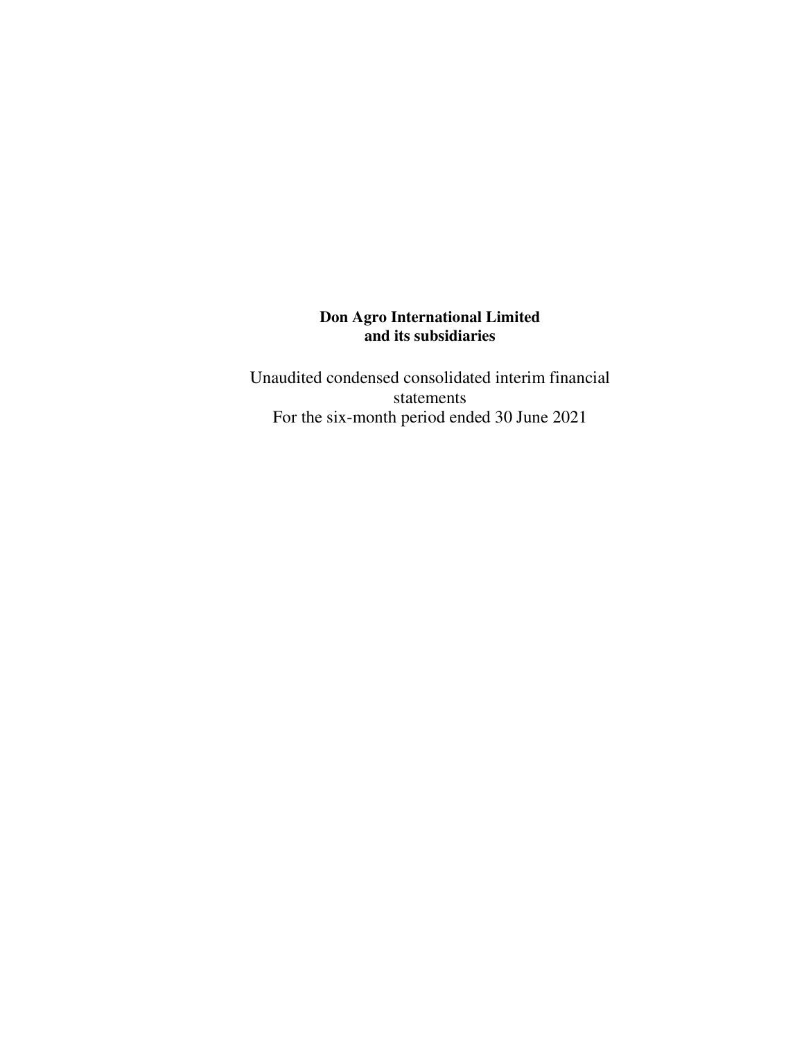**Don Agro International Limited**
**and its subsidiaries**

Unaudited condensed consolidated interim financial statements
For the six-month period ended 30 June 2021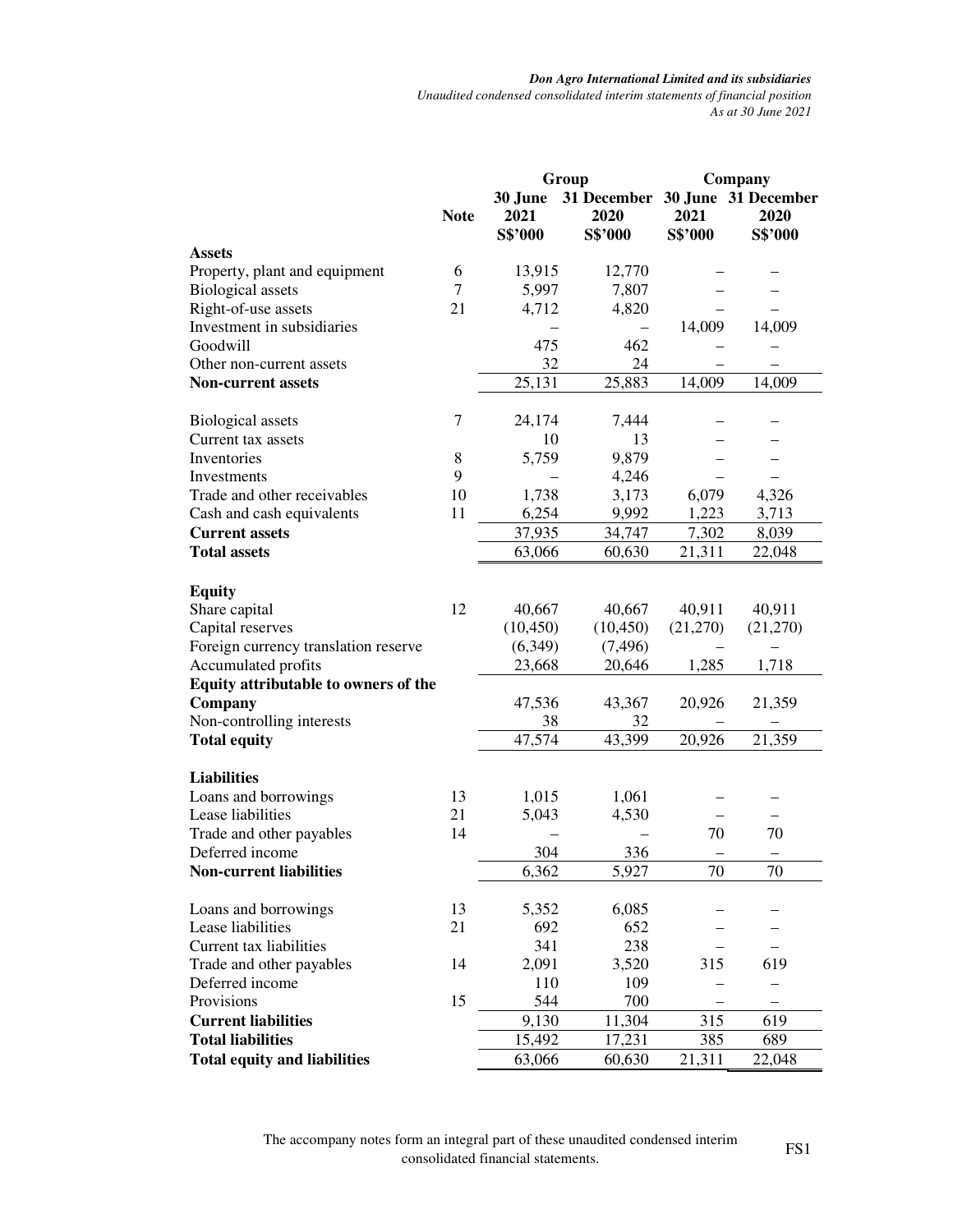*Don Agro International Limited and its subsidiaries*
*Unaudited condensed consolidated interim statements of financial position*
*As at 30 June 2021*

| | | Group | | Company | |
|---|---|---|---|---|---|
| | **Note** | **30 June 2021 S$'000** | **31 December 2020 S$'000** | **30 June 2021 S$'000** | **31 December 2020 S$'000** |
| **Assets** | | | | | |
| Property, plant and equipment | 6 | 13,915 | 12,770 | – | – |
| Biological assets | 7 | 5,997 | 7,807 | – | – |
| Right-of-use assets | 21 | 4,712 | 4,820 | – | – |
| Investment in subsidiaries | | – | – | 14,009 | 14,009 |
| Goodwill | | 475 | 462 | – | – |
| Other non-current assets | | 32 | 24 | – | – |
| **Non-current assets** | | 25,131 | 25,883 | 14,009 | 14,009 |
| | | | | | |
| Biological assets | 7 | 24,174 | 7,444 | – | – |
| Current tax assets | | 10 | 13 | – | – |
| Inventories | 8 | 5,759 | 9,879 | – | – |
| Investments | 9 | – | 4,246 | – | – |
| Trade and other receivables | 10 | 1,738 | 3,173 | 6,079 | 4,326 |
| Cash and cash equivalents | 11 | 6,254 | 9,992 | 1,223 | 3,713 |
| **Current assets** | | 37,935 | 34,747 | 7,302 | 8,039 |
| **Total assets** | | 63,066 | 60,630 | 21,311 | 22,048 |
| | | | | | |
| **Equity** | | | | | |
| Share capital | 12 | 40,667 | 40,667 | 40,911 | 40,911 |
| Capital reserves | | (10,450) | (10,450) | (21,270) | (21,270) |
| Foreign currency translation reserve | | (6,349) | (7,496) | – | – |
| Accumulated profits | | 23,668 | 20,646 | 1,285 | 1,718 |
| **Equity attributable to owners of the Company** | | 47,536 | 43,367 | 20,926 | 21,359 |
| Non-controlling interests | | 38 | 32 | – | – |
| **Total equity** | | 47,574 | 43,399 | 20,926 | 21,359 |
| | | | | | |
| **Liabilities** | | | | | |
| Loans and borrowings | 13 | 1,015 | 1,061 | – | – |
| Lease liabilities | 21 | 5,043 | 4,530 | – | – |
| Trade and other payables | 14 | – | – | 70 | 70 |
| Deferred income | | 304 | 336 | – | – |
| **Non-current liabilities** | | 6,362 | 5,927 | 70 | 70 |
| | | | | | |
| Loans and borrowings | 13 | 5,352 | 6,085 | – | – |
| Lease liabilities | 21 | 692 | 652 | – | – |
| Current tax liabilities | | 341 | 238 | – | – |
| Trade and other payables | 14 | 2,091 | 3,520 | 315 | 619 |
| Deferred income | | 110 | 109 | – | – |
| Provisions | 15 | 544 | 700 | – | – |
| **Current liabilities** | | 9,130 | 11,304 | 315 | 619 |
| **Total liabilities** | | 15,492 | 17,231 | 385 | 689 |
| **Total equity and liabilities** | | 63,066 | 60,630 | 21,311 | 22,048 |

The accompany notes form an integral part of these unaudited condensed interim consolidated financial statements.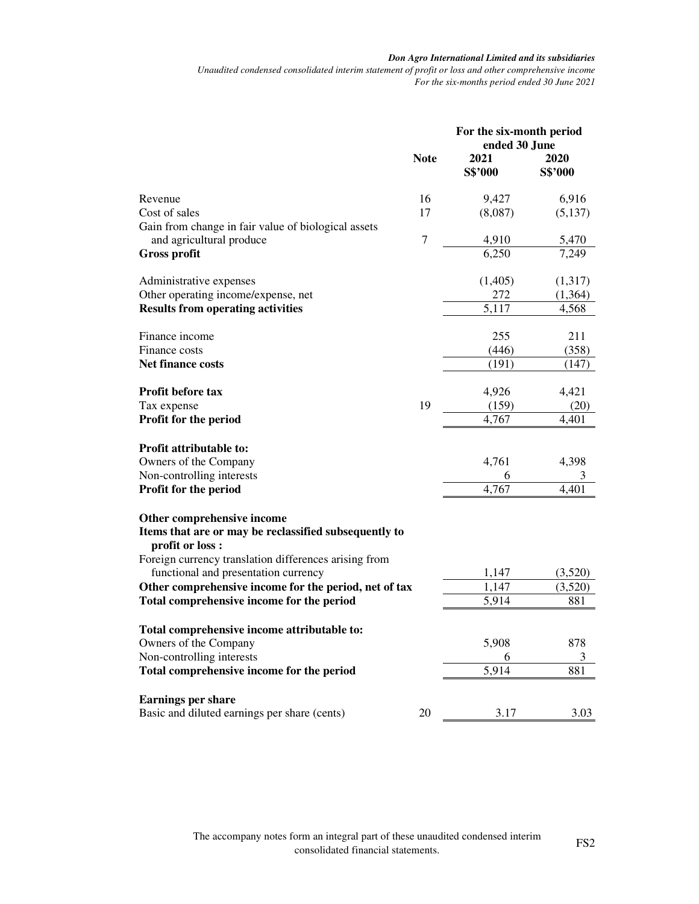*Don Agro International Limited and its subsidiaries*
*Unaudited condensed consolidated interim statement of profit or loss and other comprehensive income*
*For the six-months period ended 30 June 2021*

| | Note | For the six-month period ended 30 June | |
|---|---|---|---|
| | | **2021** | **2020** |
| | | **S$'000** | **S$'000** |
| Revenue | 16 | 9,427 | 6,916 |
| Cost of sales | 17 | (8,087) | (5,137) |
| Gain from change in fair value of biological assets and agricultural produce | 7 | 4,910 | 5,470 |
| **Gross profit** | | 6,250 | 7,249 |
| | | | |
| Administrative expenses | | (1,405) | (1,317) |
| Other operating income/expense, net | | 272 | (1,364) |
| **Results from operating activities** | | 5,117 | 4,568 |
| | | | |
| Finance income | | 255 | 211 |
| Finance costs | | (446) | (358) |
| **Net finance costs** | | (191) | (147) |
| | | | |
| **Profit before tax** | | 4,926 | 4,421 |
| Tax expense | 19 | (159) | (20) |
| **Profit for the period** | | 4,767 | 4,401 |
| | | | |
| **Profit attributable to:** | | | |
| Owners of the Company | | 4,761 | 4,398 |
| Non-controlling interests | | 6 | 3 |
| **Profit for the period** | | 4,767 | 4,401 |
| | | | |
| **Other comprehensive income** | | | |
| **Items that are or may be reclassified subsequently to profit or loss :** | | | |
| Foreign currency translation differences arising from functional and presentation currency | | 1,147 | (3,520) |
| **Other comprehensive income for the period, net of tax** | | 1,147 | (3,520) |
| **Total comprehensive income for the period** | | 5,914 | 881 |
| | | | |
| **Total comprehensive income attributable to:** | | | |
| Owners of the Company | | 5,908 | 878 |
| Non-controlling interests | | 6 | 3 |
| **Total comprehensive income for the period** | | 5,914 | 881 |
| | | | |
| **Earnings per share** | | | |
| Basic and diluted earnings per share (cents) | 20 | 3.17 | 3.03 |

The accompany notes form an integral part of these unaudited condensed interim consolidated financial statements.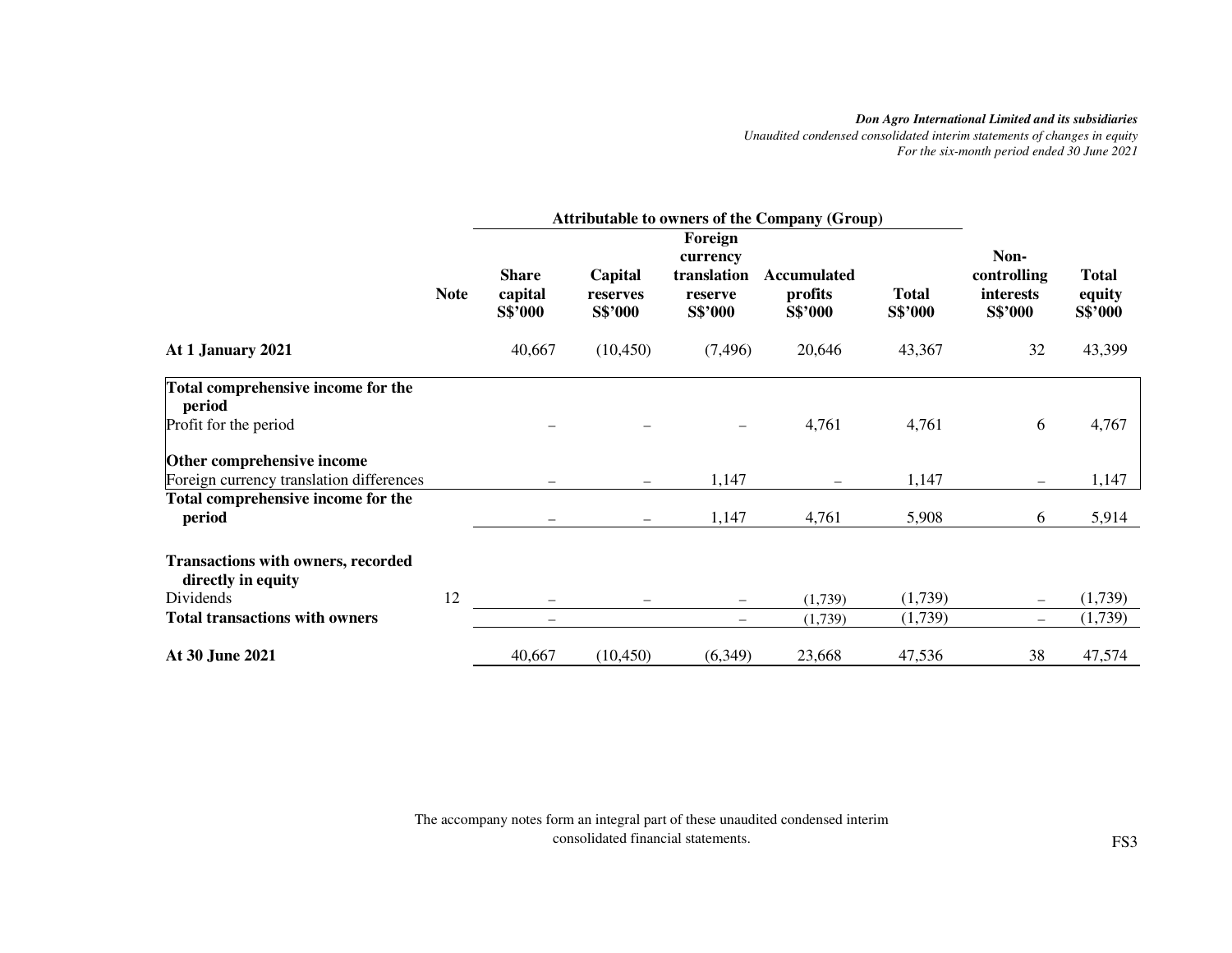*Don Agro International Limited and its subsidiaries*
*Unaudited condensed consolidated interim statements of changes in equity*
*For the six-month period ended 30 June 2021*

| | | Attributable to owners of the Company (Group) | | | | | | |
|---|---|---|---|---|---|---|---|---|
| | **Note** | **Share capital S$'000** | **Capital reserves S$'000** | **Foreign currency translation reserve S$'000** | **Accumulated profits S$'000** | **Total S$'000** | **Non-controlling interests S$'000** | **Total equity S$'000** |
| **At 1 January 2021** | | 40,667 | (10,450) | (7,496) | 20,646 | 43,367 | 32 | 43,399 |
| **Total comprehensive income for the period** | | | | | | | | |
| Profit for the period | | – | – | – | 4,761 | 4,761 | 6 | 4,767 |
| **Other comprehensive income** | | | | | | | | |
| Foreign currency translation differences | | – | – | 1,147 | – | 1,147 | – | 1,147 |
| **Total comprehensive income for the period** | | – | – | 1,147 | 4,761 | 5,908 | 6 | 5,914 |
| **Transactions with owners, recorded directly in equity** | | | | | | | | |
| Dividends | 12 | – | – | – | (1,739) | (1,739) | – | (1,739) |
| **Total transactions with owners** | | – | | – | (1,739) | (1,739) | – | (1,739) |
| **At 30 June 2021** | | 40,667 | (10,450) | (6,349) | 23,668 | 47,536 | 38 | 47,574 |

The accompany notes form an integral part of these unaudited condensed interim consolidated financial statements.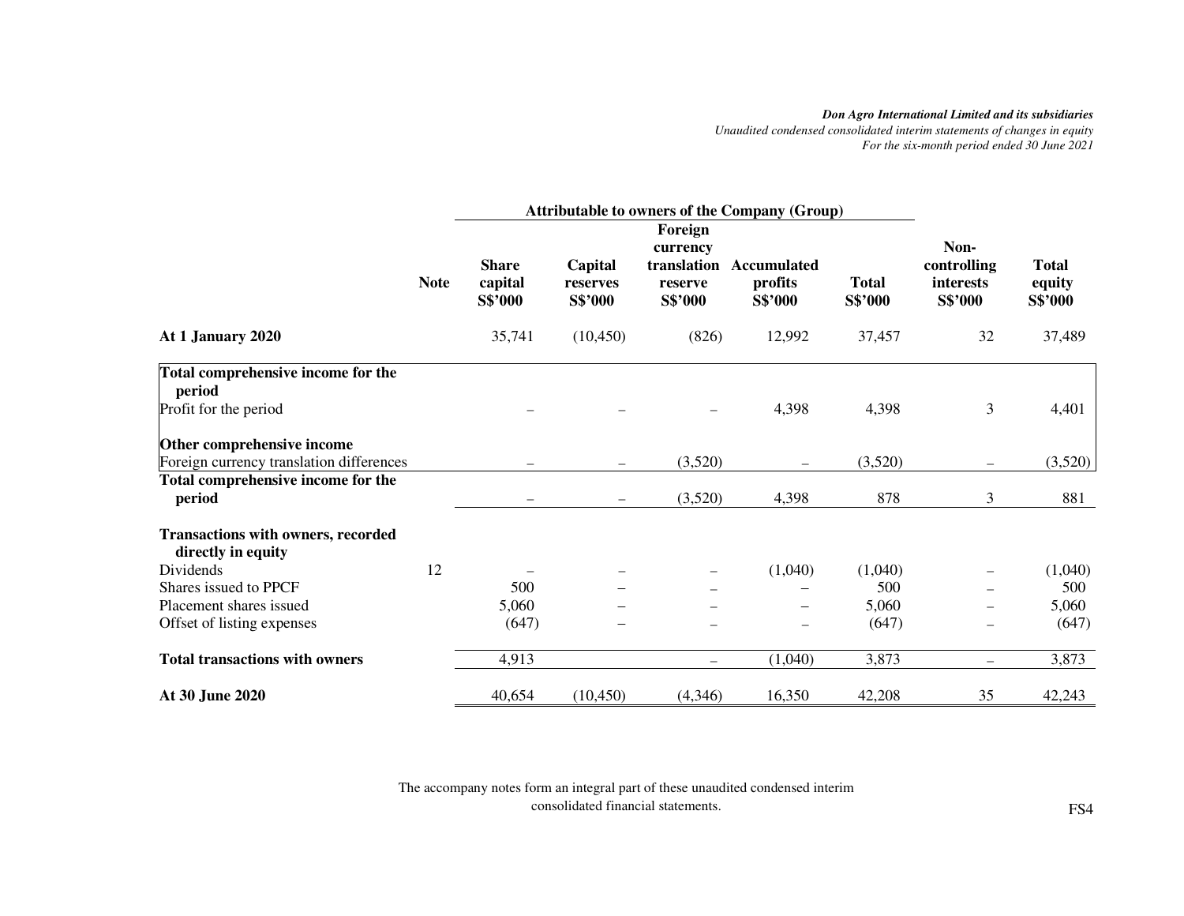*Don Agro International Limited and its subsidiaries*
*Unaudited condensed consolidated interim statements of changes in equity*
*For the six-month period ended 30 June 2021*

| | Note | Attributable to owners of the Company (Group) | | | | | Non-controlling interests | Total equity |
|---|---|---|---|---|---|---|---|---|
| | | Share capital | Capital reserves | Foreign currency translation reserve | Accumulated profits | Total | | |
| | | S$'000 | S$'000 | S$'000 | S$'000 | S$'000 | S$'000 | S$'000 |
| **At 1 January 2020** | | 35,741 | (10,450) | (826) | 12,992 | 37,457 | 32 | 37,489 |
| **Total comprehensive income for the period** | | | | | | | | |
| Profit for the period | | – | – | – | 4,398 | 4,398 | 3 | 4,401 |
| **Other comprehensive income** | | | | | | | | |
| Foreign currency translation differences | | – | – | (3,520) | – | (3,520) | – | (3,520) |
| **Total comprehensive income for the period** | | – | – | (3,520) | 4,398 | 878 | 3 | 881 |
| **Transactions with owners, recorded directly in equity** | | | | | | | | |
| Dividends | 12 | – | – | – | (1,040) | (1,040) | – | (1,040) |
| Shares issued to PPCF | | 500 | – | – | – | 500 | – | 500 |
| Placement shares issued | | 5,060 | – | – | – | 5,060 | – | 5,060 |
| Offset of listing expenses | | (647) | – | – | – | (647) | – | (647) |
| **Total transactions with owners** | | 4,913 | | – | (1,040) | 3,873 | – | 3,873 |
| **At 30 June 2020** | | 40,654 | (10,450) | (4,346) | 16,350 | 42,208 | 35 | 42,243 |

The accompany notes form an integral part of these unaudited condensed interim consolidated financial statements.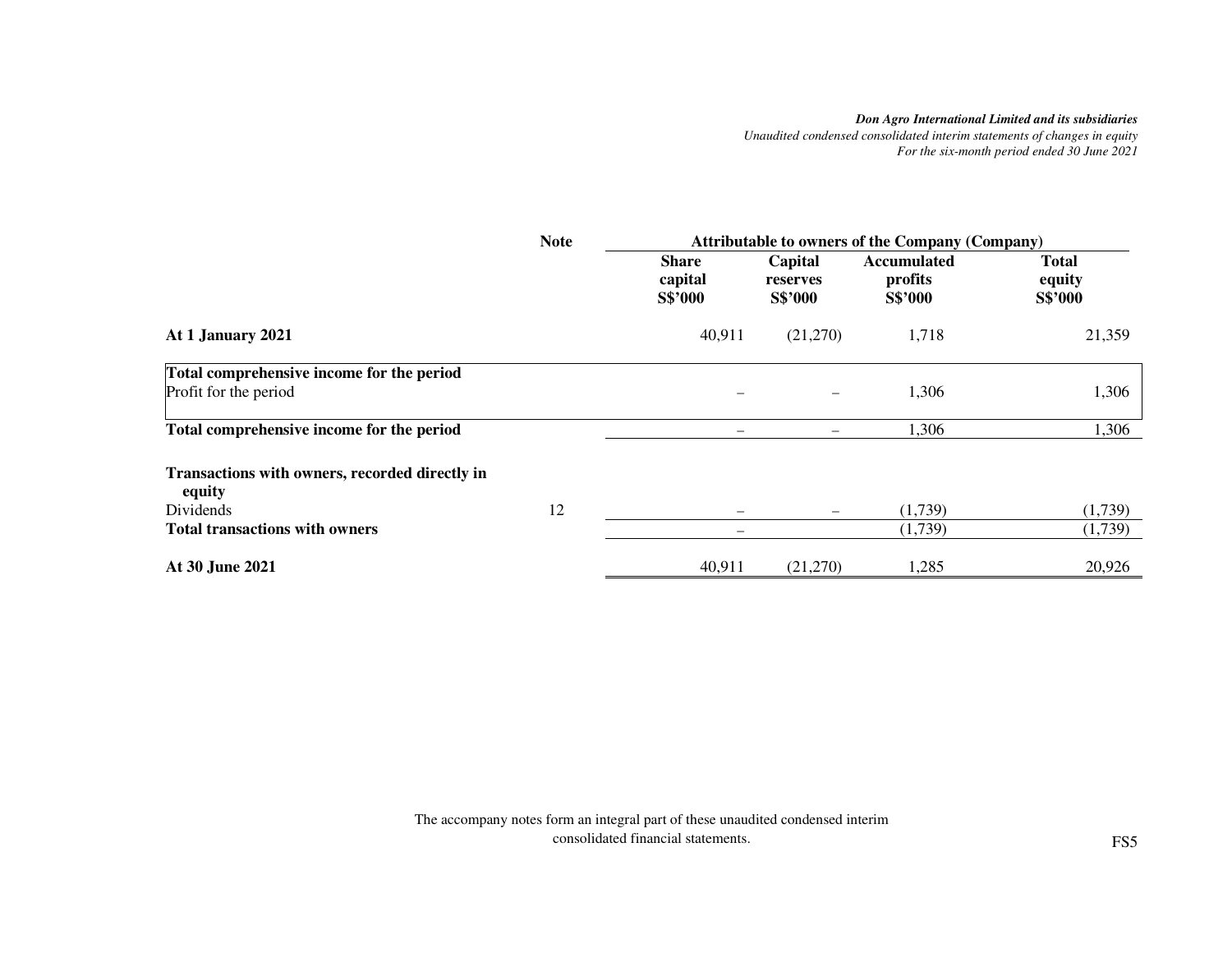*Don Agro International Limited and its subsidiaries*
*Unaudited condensed consolidated interim statements of changes in equity*
*For the six-month period ended 30 June 2021*

| | Note | Attributable to owners of the Company (Company) | | | |
|---|---|---|---|---|---|
| | | **Share capital S$'000** | **Capital reserves S$'000** | **Accumulated profits S$'000** | **Total equity S$'000** |
| **At 1 January 2021** | | 40,911 | (21,270) | 1,718 | 21,359 |
| **Total comprehensive income for the period** | | | | | |
| Profit for the period | | – | – | 1,306 | 1,306 |
| **Total comprehensive income for the period** | | – | – | 1,306 | 1,306 |
| **Transactions with owners, recorded directly in equity** | | | | | |
| Dividends | 12 | – | – | (1,739) | (1,739) |
| **Total transactions with owners** | | – | | (1,739) | (1,739) |
| **At 30 June 2021** | | 40,911 | (21,270) | 1,285 | 20,926 |

The accompany notes form an integral part of these unaudited condensed interim consolidated financial statements.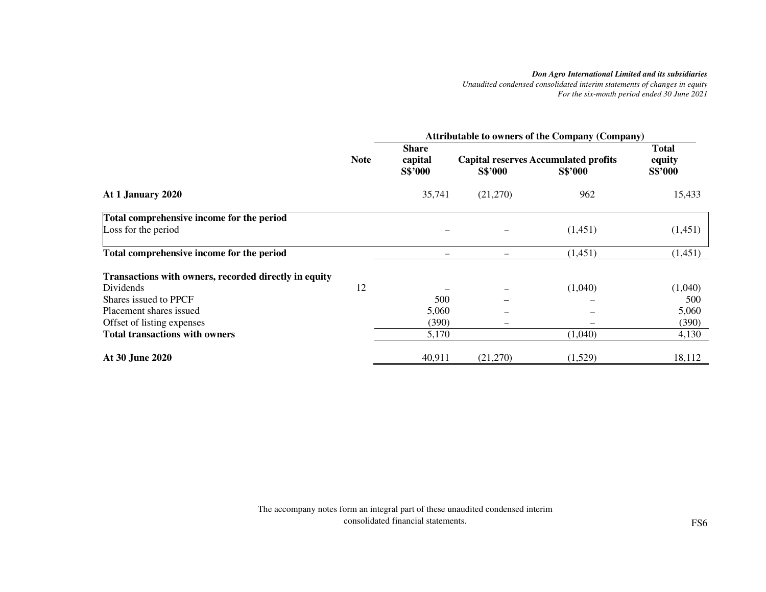*Don Agro International Limited and its subsidiaries*
*Unaudited condensed consolidated interim statements of changes in equity*
*For the six-month period ended 30 June 2021*

| | Note | Attributable to owners of the Company (Company) | | | |
|---|---|---|---|---|---|
| | | **Share capital S$'000** | **Capital reserves S$'000** | **Accumulated profits S$'000** | **Total equity S$'000** |
| **At 1 January 2020** | | 35,741 | (21,270) | 962 | 15,433 |
| **Total comprehensive income for the period** | | | | | |
| Loss for the period | | – | – | (1,451) | (1,451) |
| **Total comprehensive income for the period** | | – | – | (1,451) | (1,451) |
| **Transactions with owners, recorded directly in equity** | | | | | |
| Dividends | 12 | – | – | (1,040) | (1,040) |
| Shares issued to PPCF | | 500 | – | – | 500 |
| Placement shares issued | | 5,060 | – | – | 5,060 |
| Offset of listing expenses | | (390) | – | – | (390) |
| **Total transactions with owners** | | 5,170 | | (1,040) | 4,130 |
| **At 30 June 2020** | | 40,911 | (21,270) | (1,529) | 18,112 |

The accompany notes form an integral part of these unaudited condensed interim consolidated financial statements.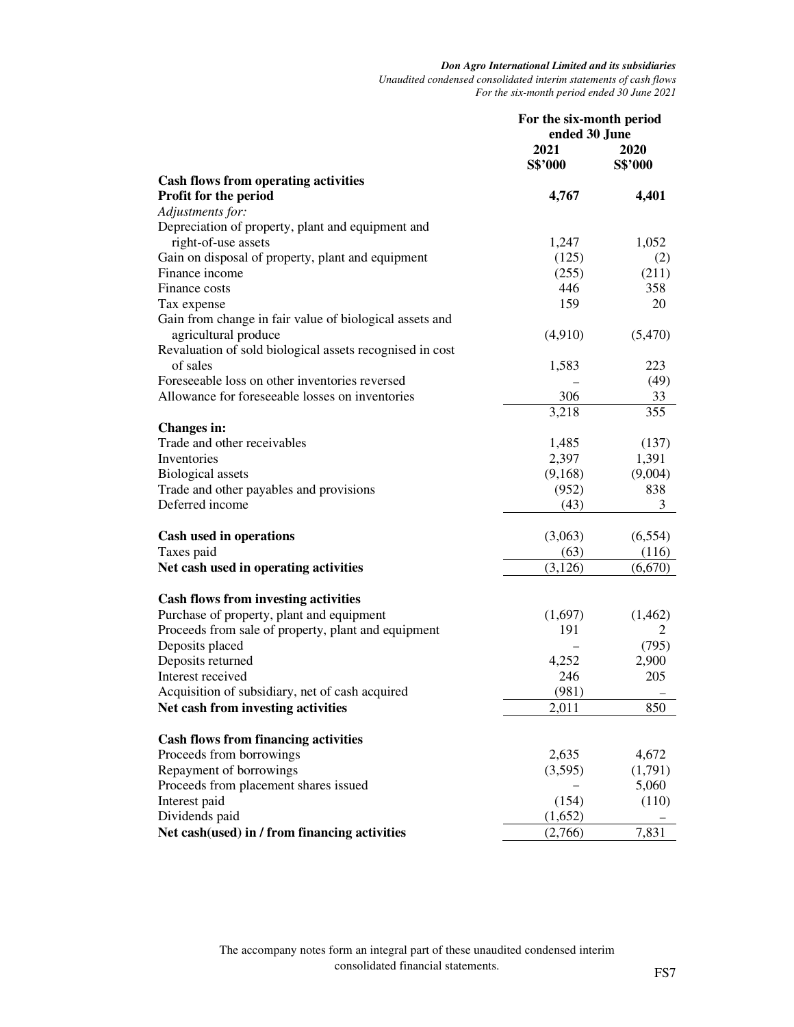*Don Agro International Limited and its subsidiaries*
*Unaudited condensed consolidated interim statements of cash flows*
*For the six-month period ended 30 June 2021*

| | For the six-month period ended 30 June | |
|---|---|---|
| | **2021** | **2020** |
| | **S$'000** | **S$'000** |
| **Cash flows from operating activities** | | |
| **Profit for the period** | **4,767** | **4,401** |
| *Adjustments for:* | | |
| Depreciation of property, plant and equipment and right-of-use assets | 1,247 | 1,052 |
| Gain on disposal of property, plant and equipment | (125) | (2) |
| Finance income | (255) | (211) |
| Finance costs | 446 | 358 |
| Tax expense | 159 | 20 |
| Gain from change in fair value of biological assets and agricultural produce | (4,910) | (5,470) |
| Revaluation of sold biological assets recognised in cost of sales | 1,583 | 223 |
| Foreseeable loss on other inventories reversed | – | (49) |
| Allowance for foreseeable losses on inventories | 306 | 33 |
| | 3,218 | 355 |
| **Changes in:** | | |
| Trade and other receivables | 1,485 | (137) |
| Inventories | 2,397 | 1,391 |
| Biological assets | (9,168) | (9,004) |
| Trade and other payables and provisions | (952) | 838 |
| Deferred income | (43) | 3 |
| **Cash used in operations** | (3,063) | (6,554) |
| Taxes paid | (63) | (116) |
| **Net cash used in operating activities** | (3,126) | (6,670) |
| **Cash flows from investing activities** | | |
| Purchase of property, plant and equipment | (1,697) | (1,462) |
| Proceeds from sale of property, plant and equipment | 191 | 2 |
| Deposits placed | – | (795) |
| Deposits returned | 4,252 | 2,900 |
| Interest received | 246 | 205 |
| Acquisition of subsidiary, net of cash acquired | (981) | – |
| **Net cash from investing activities** | 2,011 | 850 |
| **Cash flows from financing activities** | | |
| Proceeds from borrowings | 2,635 | 4,672 |
| Repayment of borrowings | (3,595) | (1,791) |
| Proceeds from placement shares issued | – | 5,060 |
| Interest paid | (154) | (110) |
| Dividends paid | (1,652) | – |
| **Net cash(used) in / from financing activities** | (2,766) | 7,831 |

The accompany notes form an integral part of these unaudited condensed interim consolidated financial statements.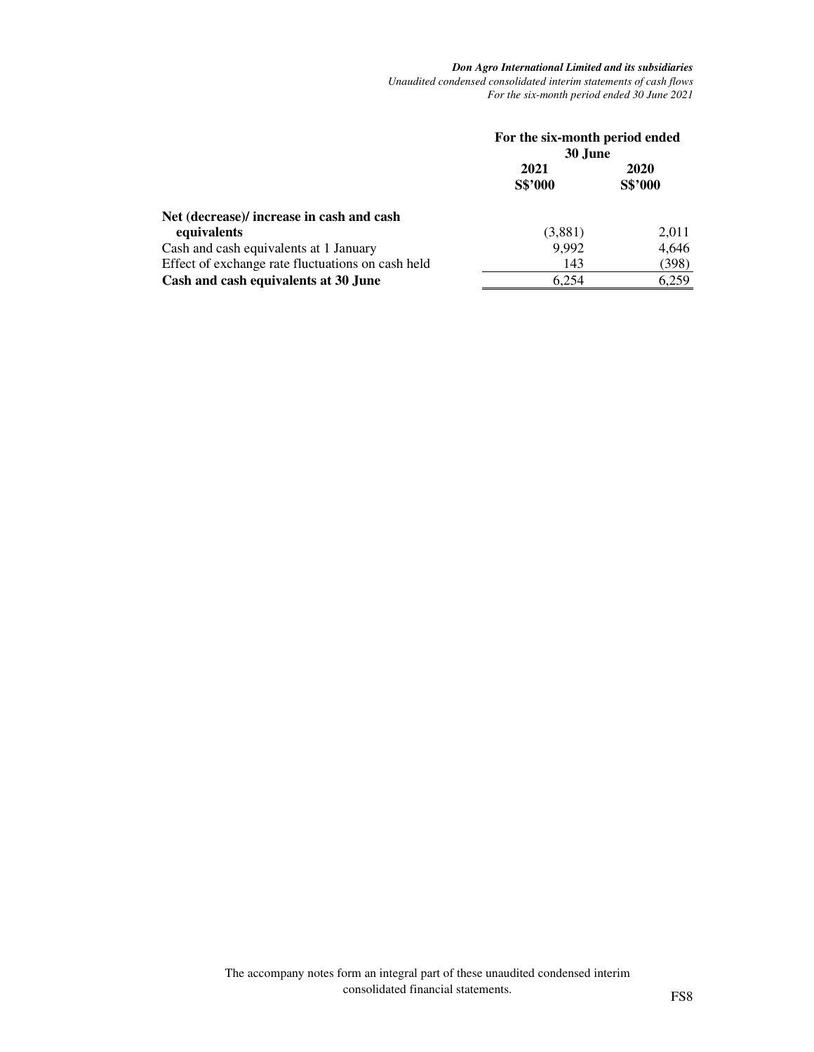| | For the six-month period ended 30 June | |
|---|---|---|
| | **2021** | **2020** |
| | **S$'000** | **S$'000** |
| **Net (decrease)/ increase in cash and cash equivalents** | (3,881) | 2,011 |
| Cash and cash equivalents at 1 January | 9,992 | 4,646 |
| Effect of exchange rate fluctuations on cash held | 143 | (398) |
| **Cash and cash equivalents at 30 June** | 6,254 | 6,259 |

The accompany notes form an integral part of these unaudited condensed interim consolidated financial statements.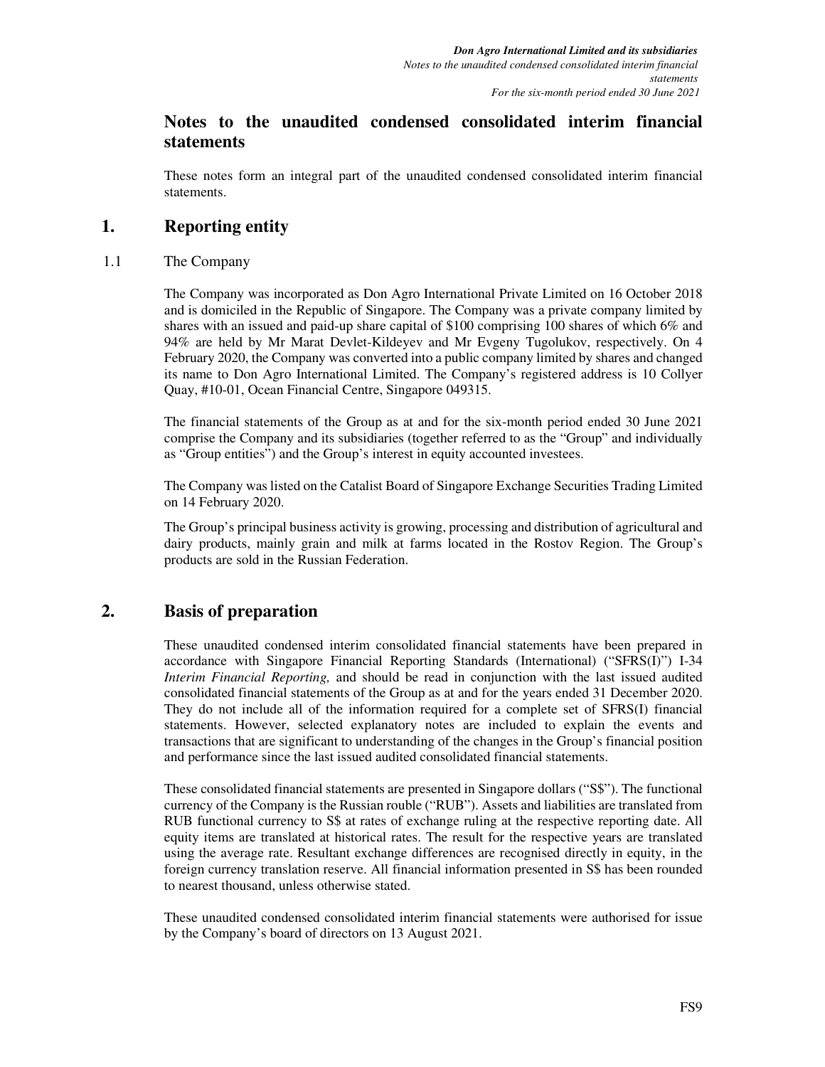# Notes to the unaudited condensed consolidated interim financial statements

These notes form an integral part of the unaudited condensed consolidated interim financial statements.

## 1. Reporting entity

### 1.1 The Company

The Company was incorporated as Don Agro International Private Limited on 16 October 2018 and is domiciled in the Republic of Singapore. The Company was a private company limited by shares with an issued and paid-up share capital of $100 comprising 100 shares of which 6% and 94% are held by Mr Marat Devlet-Kildeyev and Mr Evgeny Tugolukov, respectively. On 4 February 2020, the Company was converted into a public company limited by shares and changed its name to Don Agro International Limited. The Company's registered address is 10 Collyer Quay, #10-01, Ocean Financial Centre, Singapore 049315.

The financial statements of the Group as at and for the six-month period ended 30 June 2021 comprise the Company and its subsidiaries (together referred to as the "Group" and individually as "Group entities") and the Group's interest in equity accounted investees.

The Company was listed on the Catalist Board of Singapore Exchange Securities Trading Limited on 14 February 2020.

The Group's principal business activity is growing, processing and distribution of agricultural and dairy products, mainly grain and milk at farms located in the Rostov Region. The Group's products are sold in the Russian Federation.

## 2. Basis of preparation

These unaudited condensed interim consolidated financial statements have been prepared in accordance with Singapore Financial Reporting Standards (International) ("SFRS(I)") I-34 *Interim Financial Reporting,* and should be read in conjunction with the last issued audited consolidated financial statements of the Group as at and for the years ended 31 December 2020. They do not include all of the information required for a complete set of SFRS(I) financial statements. However, selected explanatory notes are included to explain the events and transactions that are significant to understanding of the changes in the Group's financial position and performance since the last issued audited consolidated financial statements.

These consolidated financial statements are presented in Singapore dollars ("S$"). The functional currency of the Company is the Russian rouble ("RUB"). Assets and liabilities are translated from RUB functional currency to S$ at rates of exchange ruling at the respective reporting date. All equity items are translated at historical rates. The result for the respective years are translated using the average rate. Resultant exchange differences are recognised directly in equity, in the foreign currency translation reserve. All financial information presented in S$ has been rounded to nearest thousand, unless otherwise stated.

These unaudited condensed consolidated interim financial statements were authorised for issue by the Company's board of directors on 13 August 2021.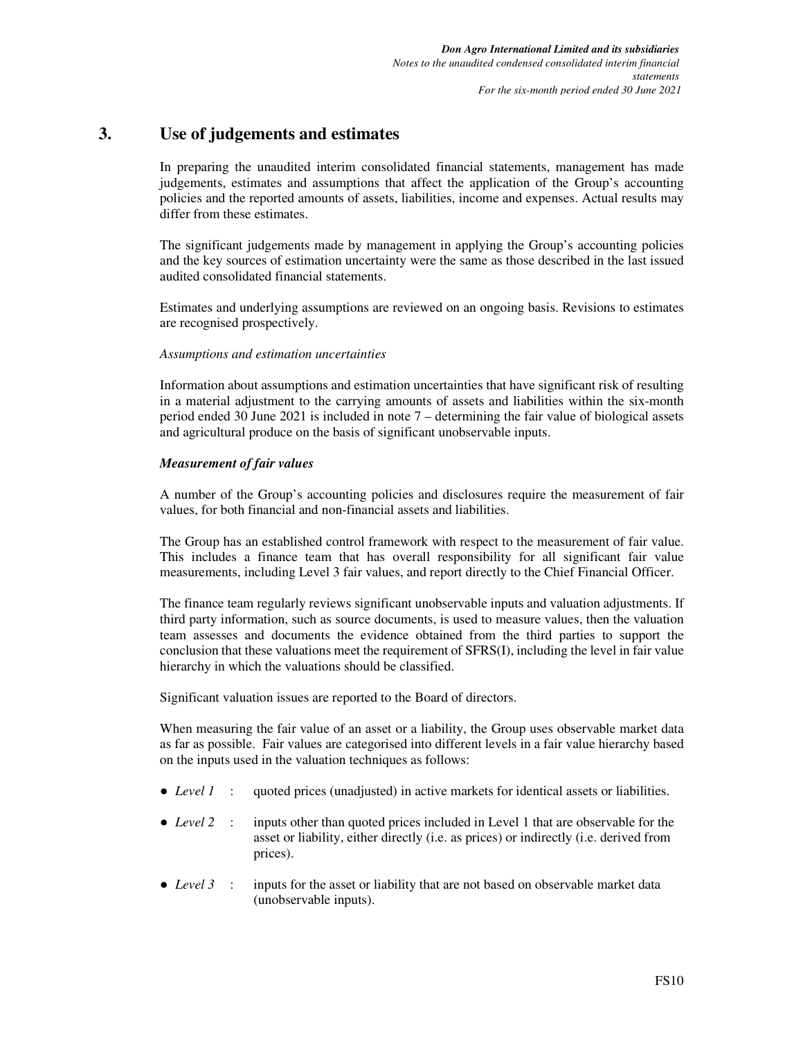## 3. Use of judgements and estimates

In preparing the unaudited interim consolidated financial statements, management has made judgements, estimates and assumptions that affect the application of the Group's accounting policies and the reported amounts of assets, liabilities, income and expenses. Actual results may differ from these estimates.

The significant judgements made by management in applying the Group's accounting policies and the key sources of estimation uncertainty were the same as those described in the last issued audited consolidated financial statements.

Estimates and underlying assumptions are reviewed on an ongoing basis. Revisions to estimates are recognised prospectively.

*Assumptions and estimation uncertainties*

Information about assumptions and estimation uncertainties that have significant risk of resulting in a material adjustment to the carrying amounts of assets and liabilities within the six-month period ended 30 June 2021 is included in note 7 – determining the fair value of biological assets and agricultural produce on the basis of significant unobservable inputs.

***Measurement of fair values***

A number of the Group's accounting policies and disclosures require the measurement of fair values, for both financial and non-financial assets and liabilities.

The Group has an established control framework with respect to the measurement of fair value. This includes a finance team that has overall responsibility for all significant fair value measurements, including Level 3 fair values, and report directly to the Chief Financial Officer.

The finance team regularly reviews significant unobservable inputs and valuation adjustments. If third party information, such as source documents, is used to measure values, then the valuation team assesses and documents the evidence obtained from the third parties to support the conclusion that these valuations meet the requirement of SFRS(I), including the level in fair value hierarchy in which the valuations should be classified.

Significant valuation issues are reported to the Board of directors.

When measuring the fair value of an asset or a liability, the Group uses observable market data as far as possible. Fair values are categorised into different levels in a fair value hierarchy based on the inputs used in the valuation techniques as follows:

- *Level 1* : quoted prices (unadjusted) in active markets for identical assets or liabilities.
- *Level 2* : inputs other than quoted prices included in Level 1 that are observable for the asset or liability, either directly (i.e. as prices) or indirectly (i.e. derived from prices).
- *Level 3* : inputs for the asset or liability that are not based on observable market data (unobservable inputs).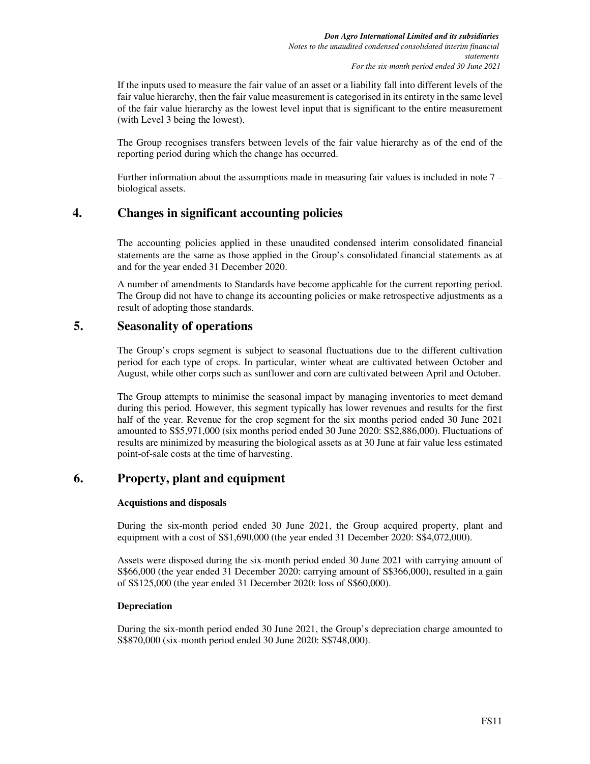If the inputs used to measure the fair value of an asset or a liability fall into different levels of the fair value hierarchy, then the fair value measurement is categorised in its entirety in the same level of the fair value hierarchy as the lowest level input that is significant to the entire measurement (with Level 3 being the lowest).

The Group recognises transfers between levels of the fair value hierarchy as of the end of the reporting period during which the change has occurred.

Further information about the assumptions made in measuring fair values is included in note 7 – biological assets.

## 4. Changes in significant accounting policies

The accounting policies applied in these unaudited condensed interim consolidated financial statements are the same as those applied in the Group's consolidated financial statements as at and for the year ended 31 December 2020.

A number of amendments to Standards have become applicable for the current reporting period. The Group did not have to change its accounting policies or make retrospective adjustments as a result of adopting those standards.

## 5. Seasonality of operations

The Group's crops segment is subject to seasonal fluctuations due to the different cultivation period for each type of crops. In particular, winter wheat are cultivated between October and August, while other corps such as sunflower and corn are cultivated between April and October.

The Group attempts to minimise the seasonal impact by managing inventories to meet demand during this period. However, this segment typically has lower revenues and results for the first half of the year. Revenue for the crop segment for the six months period ended 30 June 2021 amounted to S$5,971,000 (six months period ended 30 June 2020: S$2,886,000). Fluctuations of results are minimized by measuring the biological assets as at 30 June at fair value less estimated point-of-sale costs at the time of harvesting.

## 6. Property, plant and equipment

**Acquistions and disposals**

During the six-month period ended 30 June 2021, the Group acquired property, plant and equipment with a cost of S$1,690,000 (the year ended 31 December 2020: S$4,072,000).

Assets were disposed during the six-month period ended 30 June 2021 with carrying amount of S$66,000 (the year ended 31 December 2020: carrying amount of S$366,000), resulted in a gain of S$125,000 (the year ended 31 December 2020: loss of S$60,000).

**Depreciation**

During the six-month period ended 30 June 2021, the Group's depreciation charge amounted to S$870,000 (six-month period ended 30 June 2020: S$748,000).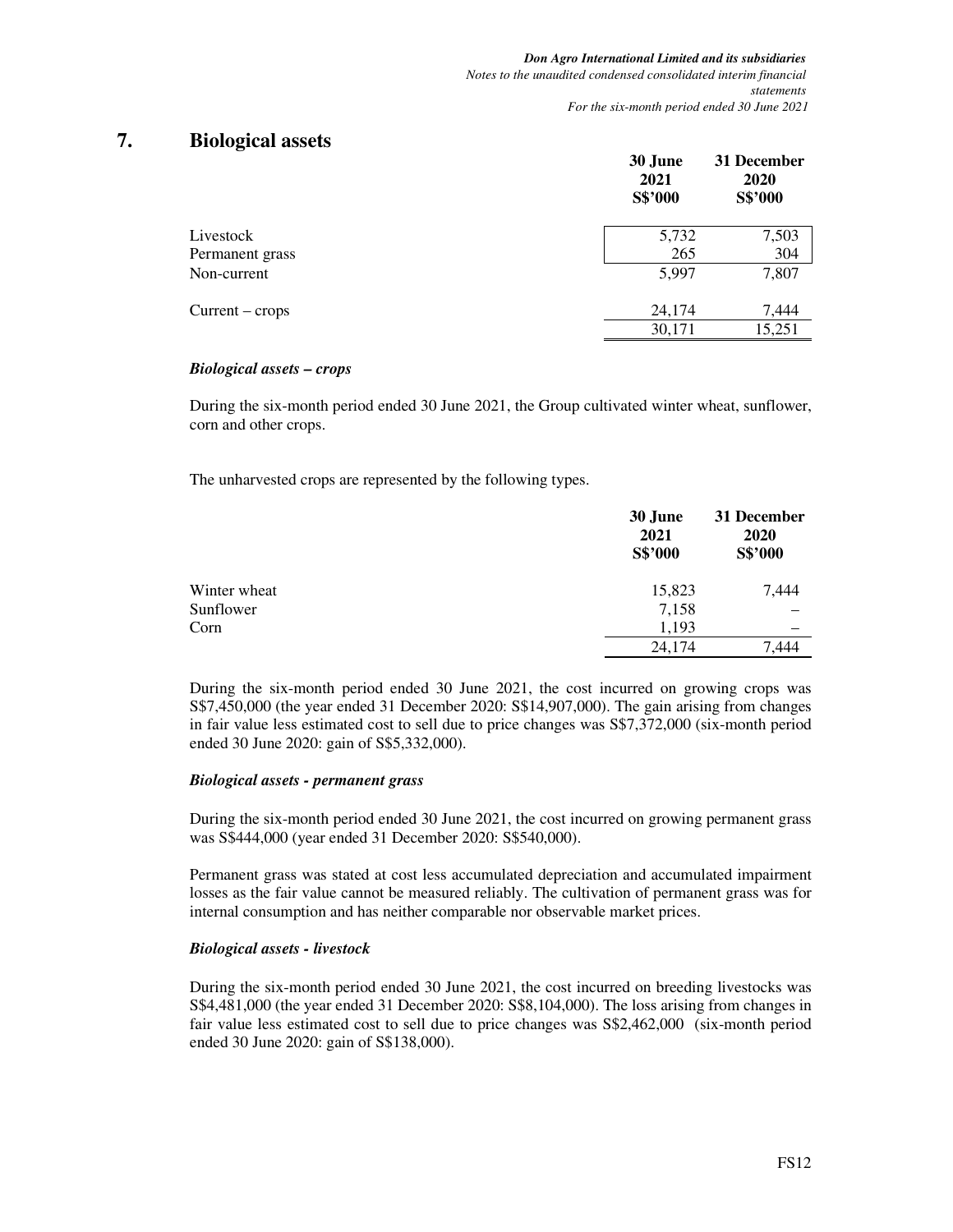# 7. Biological assets

| | 30 June 2021 S$'000 | 31 December 2020 S$'000 |
|---|---|---|
| Livestock | 5,732 | 7,503 |
| Permanent grass | 265 | 304 |
| Non-current | 5,997 | 7,807 |
| | | |
| Current – crops | 24,174 | 7,444 |
| | 30,171 | 15,251 |

***Biological assets – crops***

During the six-month period ended 30 June 2021, the Group cultivated winter wheat, sunflower, corn and other crops.

The unharvested crops are represented by the following types.

| | 30 June 2021 S$'000 | 31 December 2020 S$'000 |
|---|---|---|
| Winter wheat | 15,823 | 7,444 |
| Sunflower | 7,158 | – |
| Corn | 1,193 | – |
| | 24,174 | 7,444 |

During the six-month period ended 30 June 2021, the cost incurred on growing crops was S$7,450,000 (the year ended 31 December 2020: S$14,907,000). The gain arising from changes in fair value less estimated cost to sell due to price changes was S$7,372,000 (six-month period ended 30 June 2020: gain of S$5,332,000).

***Biological assets - permanent grass***

During the six-month period ended 30 June 2021, the cost incurred on growing permanent grass was S$444,000 (year ended 31 December 2020: S$540,000).

Permanent grass was stated at cost less accumulated depreciation and accumulated impairment losses as the fair value cannot be measured reliably. The cultivation of permanent grass was for internal consumption and has neither comparable nor observable market prices.

***Biological assets - livestock***

During the six-month period ended 30 June 2021, the cost incurred on breeding livestocks was S$4,481,000 (the year ended 31 December 2020: S$8,104,000). The loss arising from changes in fair value less estimated cost to sell due to price changes was S$2,462,000 (six-month period ended 30 June 2020: gain of S$138,000).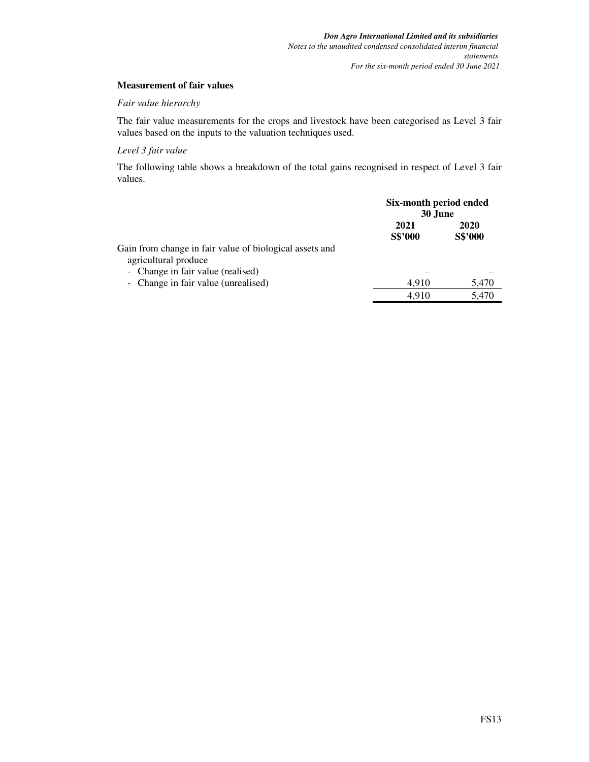**Measurement of fair values**

*Fair value hierarchy*

The fair value measurements for the crops and livestock have been categorised as Level 3 fair values based on the inputs to the valuation techniques used.

*Level 3 fair value*

The following table shows a breakdown of the total gains recognised in respect of Level 3 fair values.

| | Six-month period ended 30 June | |
|---|---|---|
| | **2021** **S$'000** | **2020** **S$'000** |
| Gain from change in fair value of biological assets and agricultural produce | | |
| - Change in fair value (realised) | – | – |
| - Change in fair value (unrealised) | 4,910 | 5,470 |
| | 4,910 | 5,470 |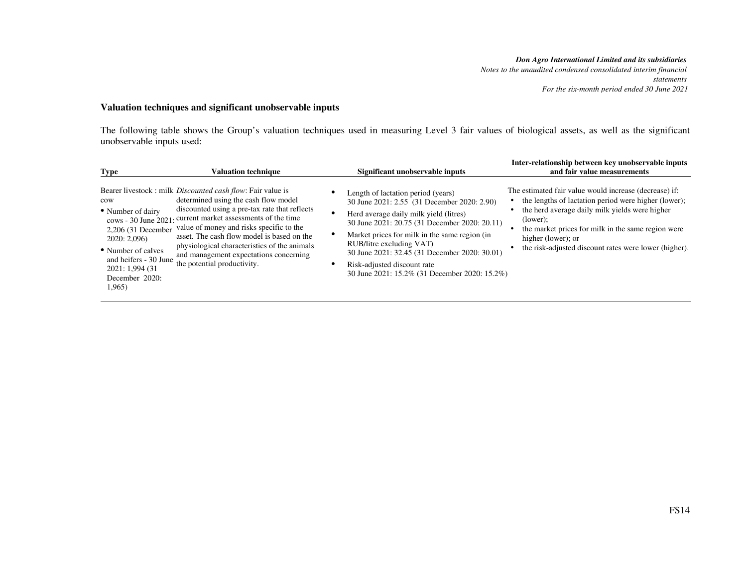**Valuation techniques and significant unobservable inputs**

The following table shows the Group's valuation techniques used in measuring Level 3 fair values of biological assets, as well as the significant unobservable inputs used:

| Type | Valuation technique | Significant unobservable inputs | Inter-relationship between key unobservable inputs and fair value measurements |
|---|---|---|---|
| Bearer livestock : milk cow<br>• Number of dairy cows - 30 June 2021: 2,206 (31 December 2020: 2,096)<br>• Number of calves and heifers - 30 June 2021: 1,994 (31 December 2020: 1,965) | *Discounted cash flow*: Fair value is determined using the cash flow model discounted using a pre-tax rate that reflects current market assessments of the time value of money and risks specific to the asset. The cash flow model is based on the physiological characteristics of the animals and management expectations concerning the potential productivity. | • Length of lactation period (years) 30 June 2021: 2.55 (31 December 2020: 2.90)<br>• Herd average daily milk yield (litres) 30 June 2021: 20.75 (31 December 2020: 20.11)<br>• Market prices for milk in the same region (in RUB/litre excluding VAT) 30 June 2021: 32.45 (31 December 2020: 30.01)<br>• Risk-adjusted discount rate 30 June 2021: 15.2% (31 December 2020: 15.2%) | The estimated fair value would increase (decrease) if:<br>• the lengths of lactation period were higher (lower);<br>• the herd average daily milk yields were higher (lower);<br>• the market prices for milk in the same region were higher (lower); or<br>• the risk-adjusted discount rates were lower (higher). |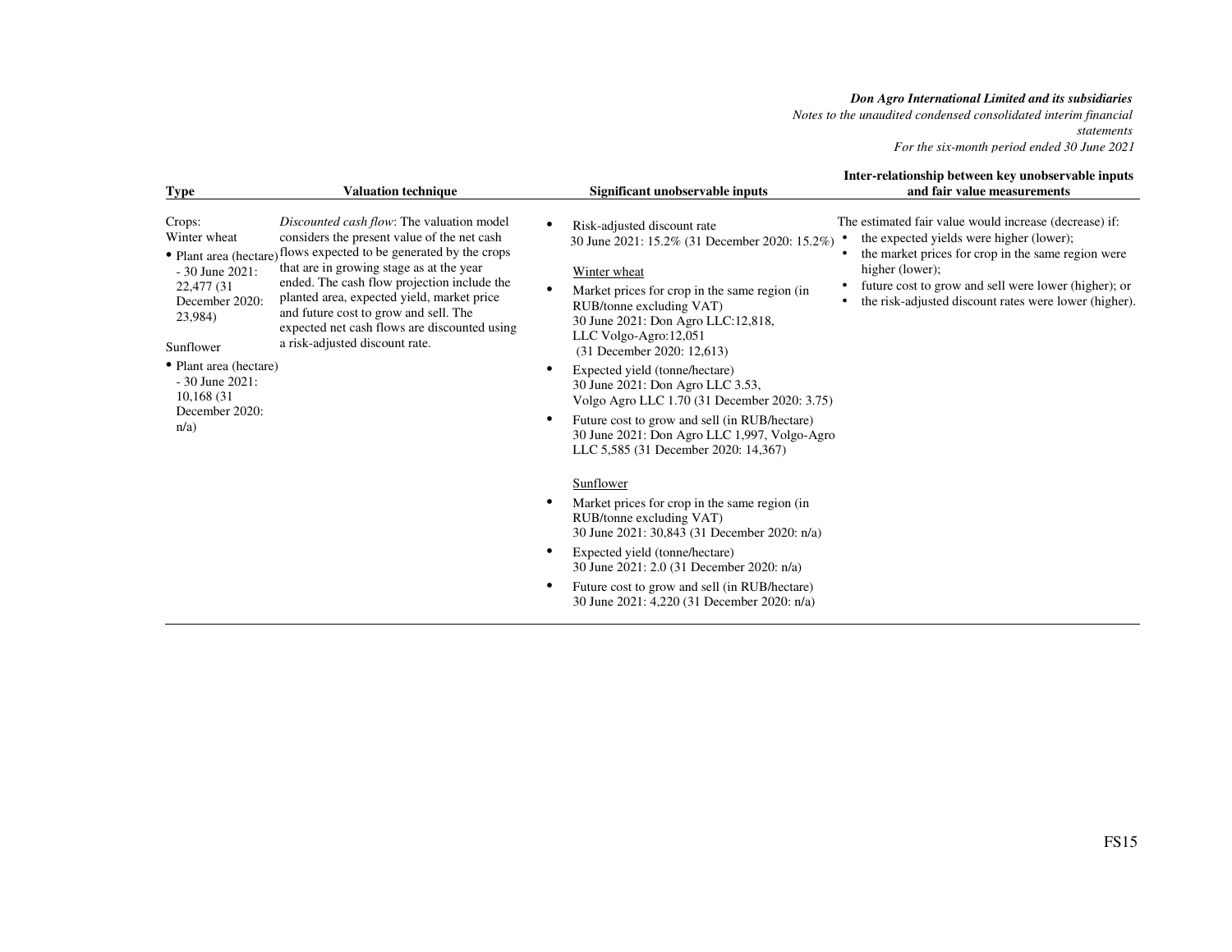| Type | Valuation technique | Significant unobservable inputs | Inter-relationship between key unobservable inputs and fair value measurements |
|---|---|---|---|
| Crops:<br>Winter wheat<br>• Plant area (hectare) - 30 June 2021: 22,477 (31 December 2020: 23,984)<br><br>Sunflower<br>• Plant area (hectare) - 30 June 2021: 10,168 (31 December 2020: n/a) | *Discounted cash flow*: The valuation model considers the present value of the net cash flows expected to be generated by the crops that are in growing stage as at the year ended. The cash flow projection include the planted area, expected yield, market price and future cost to grow and sell. The expected net cash flows are discounted using a risk-adjusted discount rate. | • Risk-adjusted discount rate 30 June 2021: 15.2% (31 December 2020: 15.2%)<br><br>Winter wheat<br>• Market prices for crop in the same region (in RUB/tonne excluding VAT) 30 June 2021: Don Agro LLC:12,818, LLC Volgo-Agro:12,051 (31 December 2020: 12,613)<br>• Expected yield (tonne/hectare) 30 June 2021: Don Agro LLC 3.53, Volgo Agro LLC 1.70 (31 December 2020: 3.75)<br>• Future cost to grow and sell (in RUB/hectare) 30 June 2021: Don Agro LLC 1,997, Volgo-Agro LLC 5,585 (31 December 2020: 14,367)<br><br>Sunflower<br>• Market prices for crop in the same region (in RUB/tonne excluding VAT) 30 June 2021: 30,843 (31 December 2020: n/a)<br>• Expected yield (tonne/hectare) 30 June 2021: 2.0 (31 December 2020: n/a)<br>• Future cost to grow and sell (in RUB/hectare) 30 June 2021: 4,220 (31 December 2020: n/a) | The estimated fair value would increase (decrease) if:<br>• the expected yields were higher (lower);<br>• the market prices for crop in the same region were higher (lower);<br>• future cost to grow and sell were lower (higher); or<br>• the risk-adjusted discount rates were lower (higher). |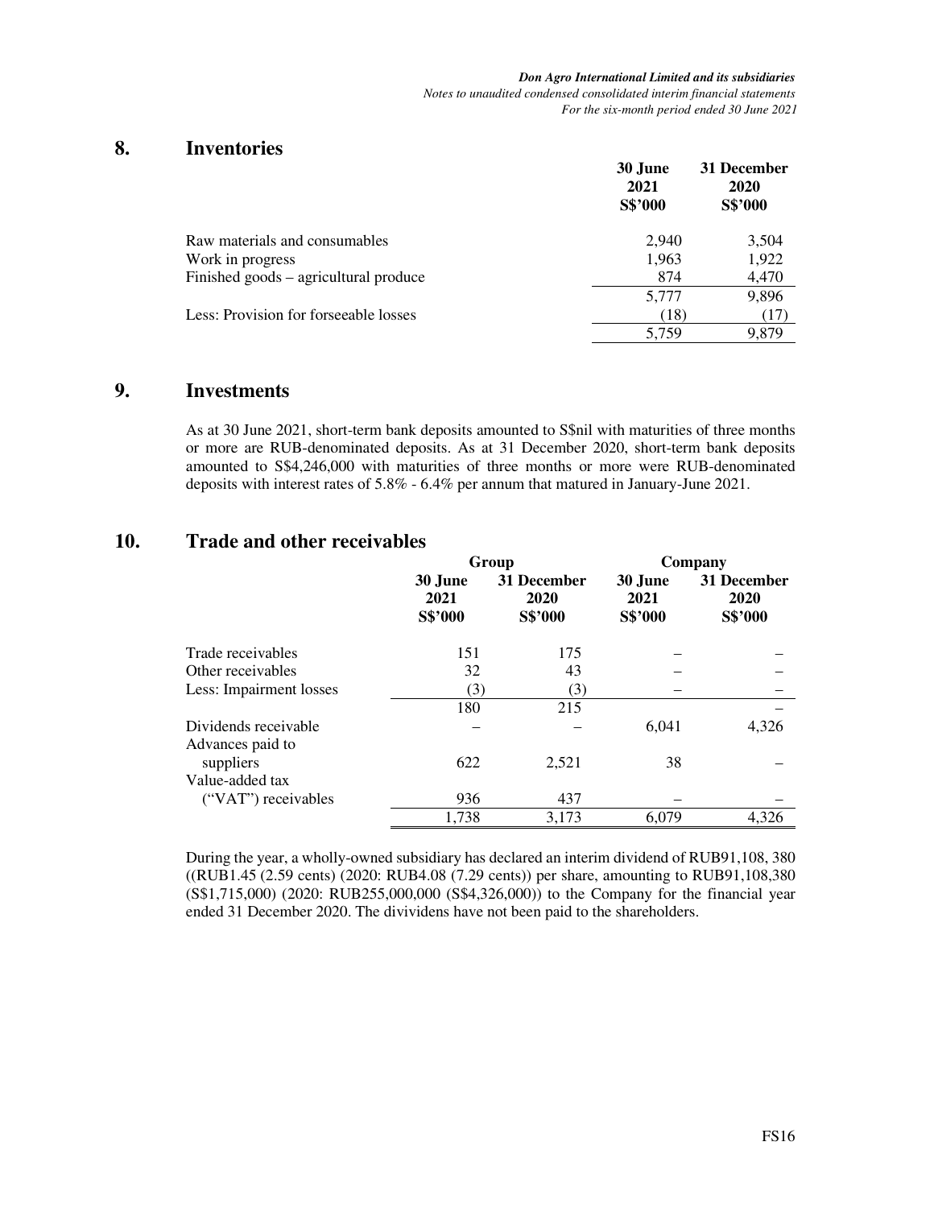## 8. Inventories

| | 30 June 2021 S$'000 | 31 December 2020 S$'000 |
|---|---|---|
| Raw materials and consumables | 2,940 | 3,504 |
| Work in progress | 1,963 | 1,922 |
| Finished goods – agricultural produce | 874 | 4,470 |
| | 5,777 | 9,896 |
| Less: Provision for forseeable losses | (18) | (17) |
| | 5,759 | 9,879 |

## 9. Investments

As at 30 June 2021, short-term bank deposits amounted to S$nil with maturities of three months or more are RUB-denominated deposits. As at 31 December 2020, short-term bank deposits amounted to S$4,246,000 with maturities of three months or more were RUB-denominated deposits with interest rates of 5.8% - 6.4% per annum that matured in January-June 2021.

## 10. Trade and other receivables

| | Group | | Company | |
|---|---|---|---|---|
| | 30 June 2021 S$'000 | 31 December 2020 S$'000 | 30 June 2021 S$'000 | 31 December 2020 S$'000 |
| Trade receivables | 151 | 175 | – | – |
| Other receivables | 32 | 43 | – | – |
| Less: Impairment losses | (3) | (3) | – | – |
| | 180 | 215 | | – |
| Dividends receivable | – | – | 6,041 | 4,326 |
| Advances paid to suppliers | 622 | 2,521 | 38 | – |
| Value-added tax ("VAT") receivables | 936 | 437 | – | – |
| | 1,738 | 3,173 | 6,079 | 4,326 |

During the year, a wholly-owned subsidiary has declared an interim dividend of RUB91,108, 380 ((RUB1.45 (2.59 cents) (2020: RUB4.08 (7.29 cents)) per share, amounting to RUB91,108,380 (S$1,715,000) (2020: RUB255,000,000 (S$4,326,000)) to the Company for the financial year ended 31 December 2020. The dividivens have not been paid to the shareholders.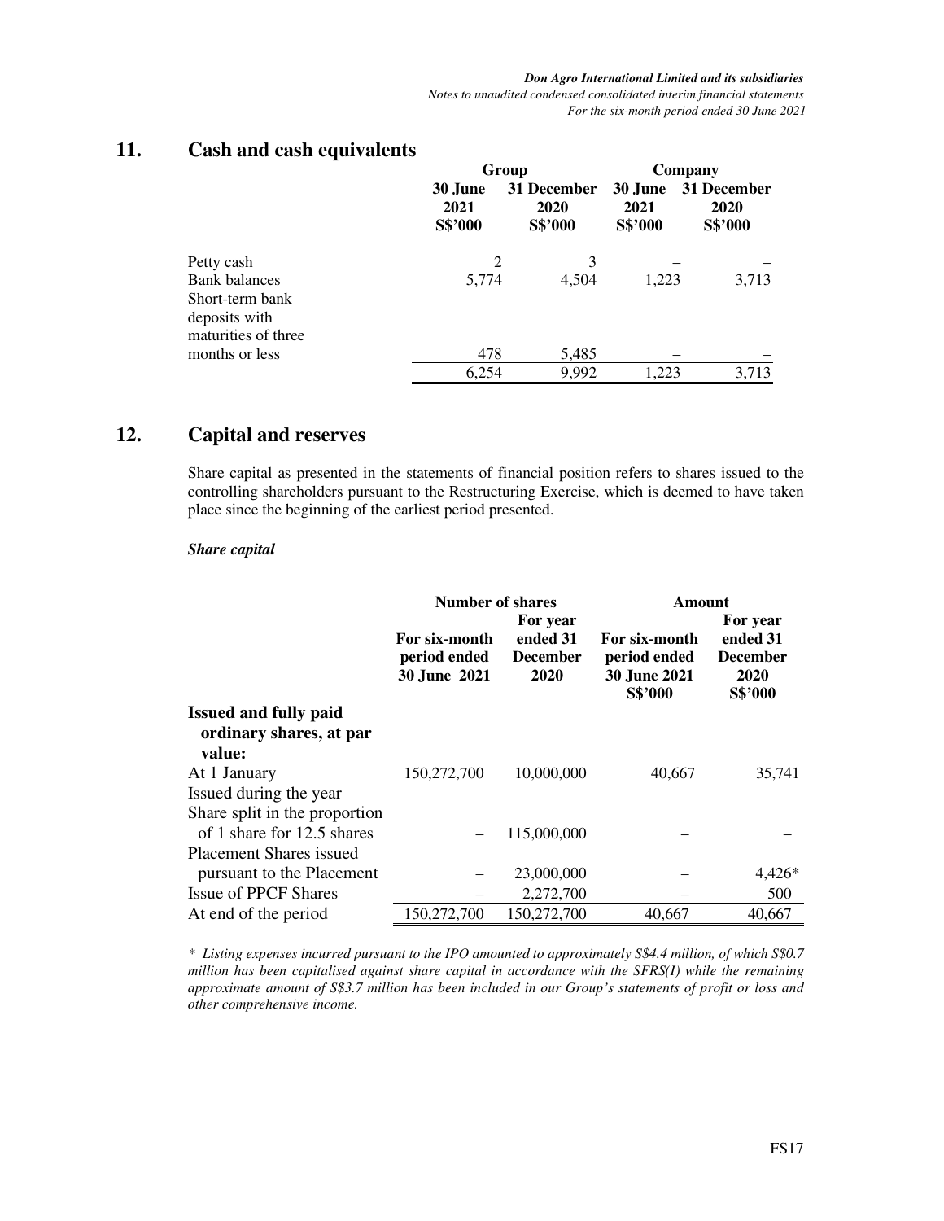## 11. Cash and cash equivalents

| | Group | | Company | |
|---|---|---|---|---|
| | 30 June 2021 S$'000 | 31 December 2020 S$'000 | 30 June 2021 S$'000 | 31 December 2020 S$'000 |
| Petty cash | 2 | 3 | – | – |
| Bank balances | 5,774 | 4,504 | 1,223 | 3,713 |
| Short-term bank deposits with maturities of three months or less | 478 | 5,485 | – | – |
| | 6,254 | 9,992 | 1,223 | 3,713 |

## 12. Capital and reserves

Share capital as presented in the statements of financial position refers to shares issued to the controlling shareholders pursuant to the Restructuring Exercise, which is deemed to have taken place since the beginning of the earliest period presented.

***Share capital***

| | Number of shares | | Amount | |
|---|---|---|---|---|
| | For six-month period ended 30 June 2021 | For year ended 31 December 2020 | For six-month period ended 30 June 2021 S$'000 | For year ended 31 December 2020 S$'000 |
| **Issued and fully paid ordinary shares, at par value:** | | | | |
| At 1 January | 150,272,700 | 10,000,000 | 40,667 | 35,741 |
| Issued during the year | | | | |
| Share split in the proportion of 1 share for 12.5 shares | – | 115,000,000 | – | – |
| Placement Shares issued pursuant to the Placement | – | 23,000,000 | – | 4,426* |
| Issue of PPCF Shares | – | 2,272,700 | – | 500 |
| At end of the period | 150,272,700 | 150,272,700 | 40,667 | 40,667 |

*\* Listing expenses incurred pursuant to the IPO amounted to approximately S$4.4 million, of which S$0.7 million has been capitalised against share capital in accordance with the SFRS(I) while the remaining approximate amount of S$3.7 million has been included in our Group's statements of profit or loss and other comprehensive income.*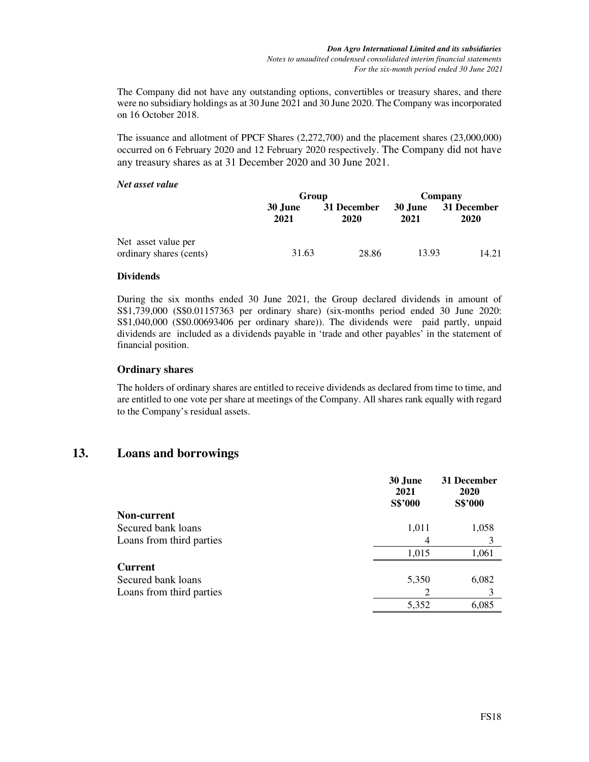The Company did not have any outstanding options, convertibles or treasury shares, and there were no subsidiary holdings as at 30 June 2021 and 30 June 2020. The Company was incorporated on 16 October 2018.

The issuance and allotment of PPCF Shares (2,272,700) and the placement shares (23,000,000) occurred on 6 February 2020 and 12 February 2020 respectively. The Company did not have any treasury shares as at 31 December 2020 and 30 June 2021.

***Net asset value***

| | Group | | Company | |
|---|---|---|---|---|
| | **30 June 2021** | **31 December 2020** | **30 June 2021** | **31 December 2020** |
| Net asset value per ordinary shares (cents) | 31.63 | 28.86 | 13.93 | 14.21 |

**Dividends**

During the six months ended 30 June 2021, the Group declared dividends in amount of S$1,739,000 (S$0.01157363 per ordinary share) (six-months period ended 30 June 2020: S$1,040,000 (S$0.00693406 per ordinary share)). The dividends were paid partly, unpaid dividends are included as a dividends payable in 'trade and other payables' in the statement of financial position.

## Ordinary shares

The holders of ordinary shares are entitled to receive dividends as declared from time to time, and are entitled to one vote per share at meetings of the Company. All shares rank equally with regard to the Company's residual assets.

# 13. Loans and borrowings

| | 30 June 2021 S$'000 | 31 December 2020 S$'000 |
|---|---|---|
| **Non-current** | | |
| Secured bank loans | 1,011 | 1,058 |
| Loans from third parties | 4 | 3 |
| | 1,015 | 1,061 |
| **Current** | | |
| Secured bank loans | 5,350 | 6,082 |
| Loans from third parties | 2 | 3 |
| | 5,352 | 6,085 |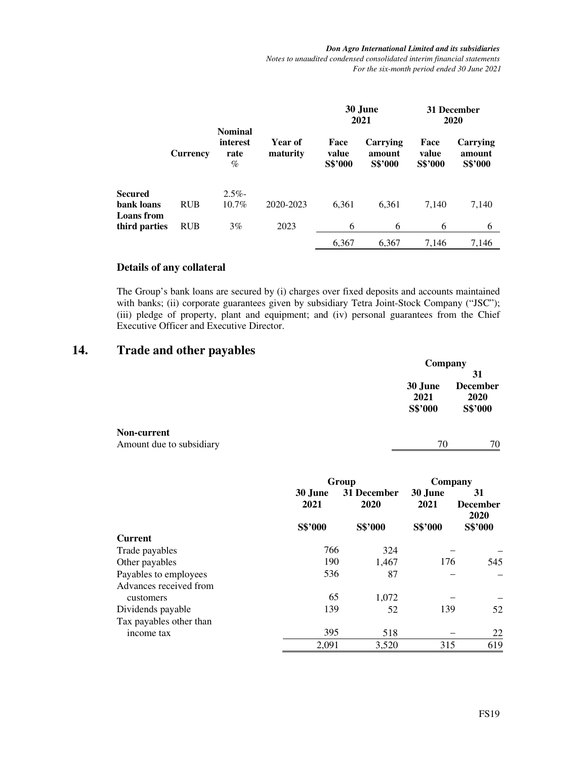| | Currency | Nominal interest rate % | Year of maturity | 30 June 2021 | | 31 December 2020 | |
|---|---|---|---|---|---|---|---|
| | | | | Face value S$'000 | Carrying amount S$'000 | Face value S$'000 | Carrying amount S$'000 |
| **Secured bank loans** | RUB | 2.5%-10.7% | 2020-2023 | 6,361 | 6,361 | 7,140 | 7,140 |
| **Loans from third parties** | RUB | 3% | 2023 | 6 | 6 | 6 | 6 |
| | | | | 6,367 | 6,367 | 7,146 | 7,146 |

### Details of any collateral

The Group's bank loans are secured by (i) charges over fixed deposits and accounts maintained with banks; (ii) corporate guarantees given by subsidiary Tetra Joint-Stock Company ("JSC"); (iii) pledge of property, plant and equipment; and (iv) personal guarantees from the Chief Executive Officer and Executive Director.

## 14. Trade and other payables

| | Company | |
|---|---|---|
| | 30 June 2021 S$'000 | 31 December 2020 S$'000 |
| **Non-current** | | |
| Amount due to subsidiary | 70 | 70 |

| | Group | | Company | |
|---|---|---|---|---|
| | 30 June 2021 S$'000 | 31 December 2020 S$'000 | 30 June 2021 S$'000 | 31 December 2020 S$'000 |
| **Current** | | | | |
| Trade payables | 766 | 324 | – | – |
| Other payables | 190 | 1,467 | 176 | 545 |
| Payables to employees | 536 | 87 | – | – |
| Advances received from customers | 65 | 1,072 | – | – |
| Dividends payable | 139 | 52 | 139 | 52 |
| Tax payables other than income tax | 395 | 518 | – | 22 |
| | 2,091 | 3,520 | 315 | 619 |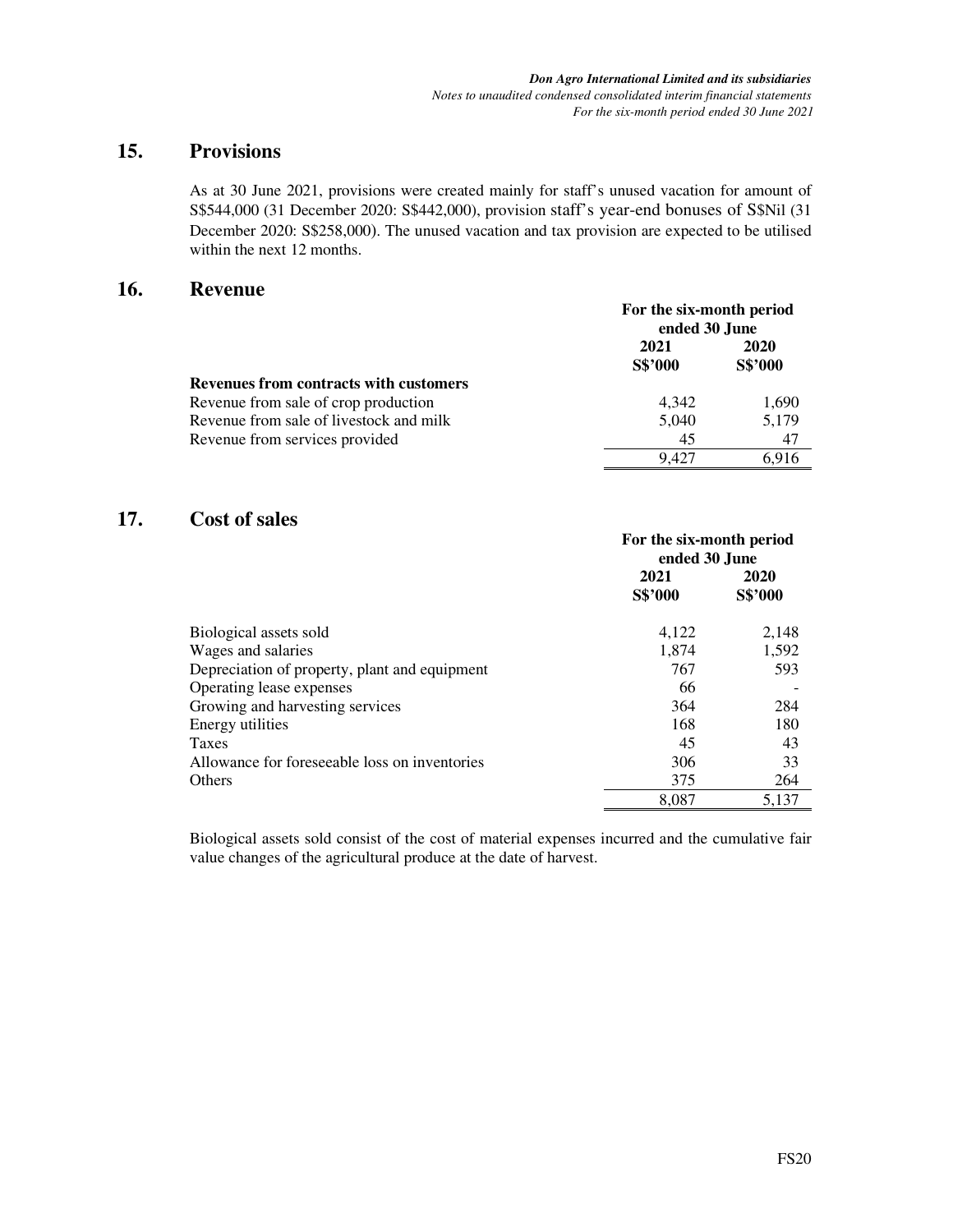## 15. Provisions

As at 30 June 2021, provisions were created mainly for staff's unused vacation for amount of S$544,000 (31 December 2020: S$442,000), provision staff's year-end bonuses of S$Nil (31 December 2020: S$258,000). The unused vacation and tax provision are expected to be utilised within the next 12 months.

## 16. Revenue

| | For the six-month period ended 30 June | |
|---|---|---|
| | 2021 | 2020 |
| | S$'000 | S$'000 |
| **Revenues from contracts with customers** | | |
| Revenue from sale of crop production | 4,342 | 1,690 |
| Revenue from sale of livestock and milk | 5,040 | 5,179 |
| Revenue from services provided | 45 | 47 |
| | 9,427 | 6,916 |

## 17. Cost of sales

| | For the six-month period ended 30 June | |
|---|---|---|
| | 2021 | 2020 |
| | S$'000 | S$'000 |
| Biological assets sold | 4,122 | 2,148 |
| Wages and salaries | 1,874 | 1,592 |
| Depreciation of property, plant and equipment | 767 | 593 |
| Operating lease expenses | 66 | - |
| Growing and harvesting services | 364 | 284 |
| Energy utilities | 168 | 180 |
| Taxes | 45 | 43 |
| Allowance for foreseeable loss on inventories | 306 | 33 |
| Others | 375 | 264 |
| | 8,087 | 5,137 |

Biological assets sold consist of the cost of material expenses incurred and the cumulative fair value changes of the agricultural produce at the date of harvest.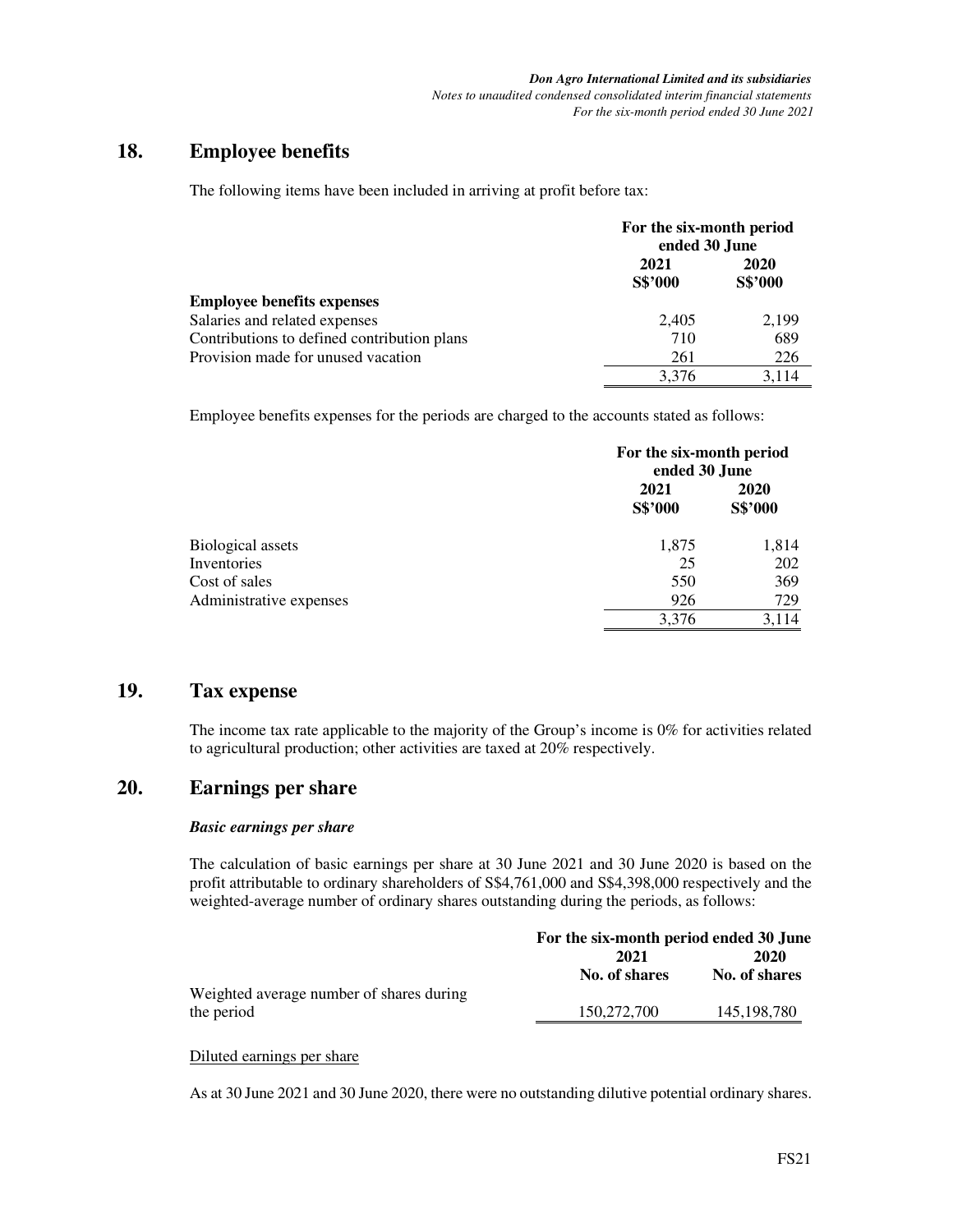## 18. Employee benefits

The following items have been included in arriving at profit before tax:

| | For the six-month period ended 30 June | |
|---|---|---|
| | 2021 | 2020 |
| | S$'000 | S$'000 |
| **Employee benefits expenses** | | |
| Salaries and related expenses | 2,405 | 2,199 |
| Contributions to defined contribution plans | 710 | 689 |
| Provision made for unused vacation | 261 | 226 |
| | 3,376 | 3,114 |

Employee benefits expenses for the periods are charged to the accounts stated as follows:

| | For the six-month period ended 30 June | |
|---|---|---|
| | 2021 | 2020 |
| | S$'000 | S$'000 |
| Biological assets | 1,875 | 1,814 |
| Inventories | 25 | 202 |
| Cost of sales | 550 | 369 |
| Administrative expenses | 926 | 729 |
| | 3,376 | 3,114 |

## 19. Tax expense

The income tax rate applicable to the majority of the Group's income is 0% for activities related to agricultural production; other activities are taxed at 20% respectively.

## 20. Earnings per share

***Basic earnings per share***

The calculation of basic earnings per share at 30 June 2021 and 30 June 2020 is based on the profit attributable to ordinary shareholders of S$4,761,000 and S$4,398,000 respectively and the weighted-average number of ordinary shares outstanding during the periods, as follows:

| | For the six-month period ended 30 June | |
|---|---|---|
| | 2021 | 2020 |
| | No. of shares | No. of shares |
| Weighted average number of shares during the period | 150,272,700 | 145,198,780 |

Diluted earnings per share

As at 30 June 2021 and 30 June 2020, there were no outstanding dilutive potential ordinary shares.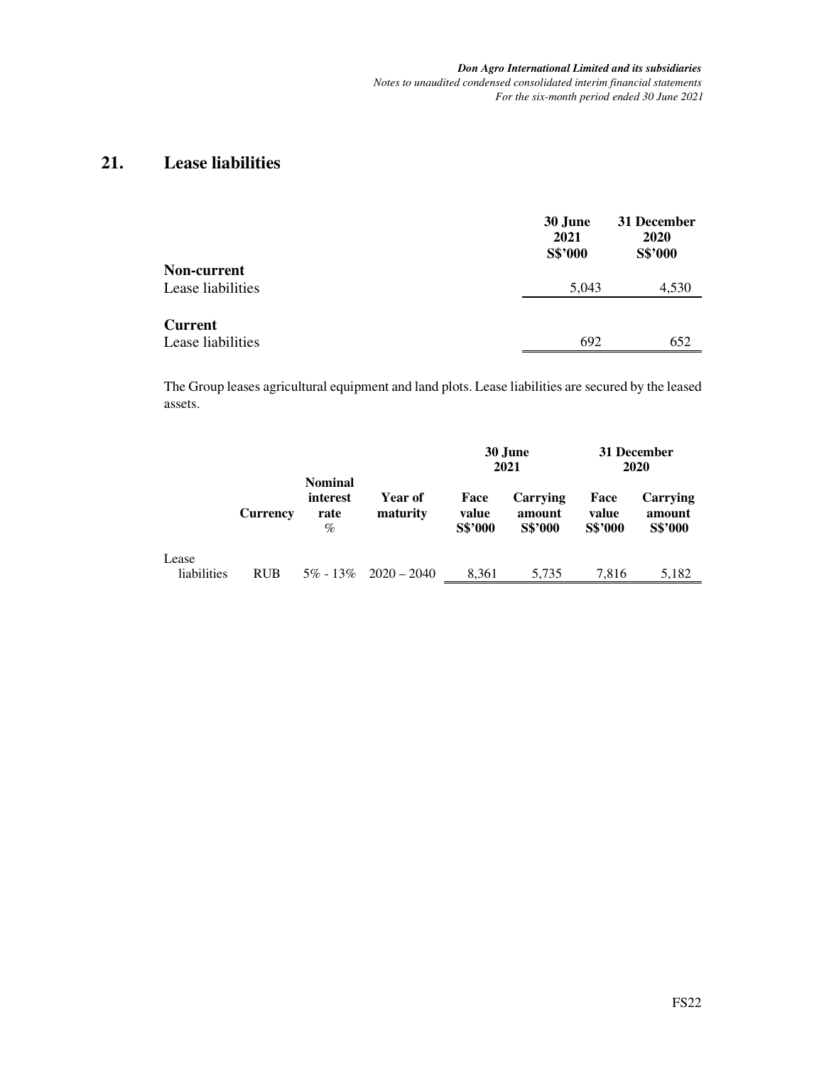## 21. Lease liabilities

| | 30 June 2021 S$'000 | 31 December 2020 S$'000 |
|---|---|---|
| **Non-current** | | |
| Lease liabilities | 5,043 | 4,530 |
| **Current** | | |
| Lease liabilities | 692 | 652 |

The Group leases agricultural equipment and land plots. Lease liabilities are secured by the leased assets.

| | | | | 30 June 2021 | | 31 December 2020 | |
|---|---|---|---|---|---|---|---|
| | **Currency** | **Nominal interest rate** % | **Year of maturity** | **Face value S$'000** | **Carrying amount S$'000** | **Face value S$'000** | **Carrying amount S$'000** |
| Lease liabilities | RUB | 5% - 13% | 2020 – 2040 | 8,361 | 5,735 | 7,816 | 5,182 |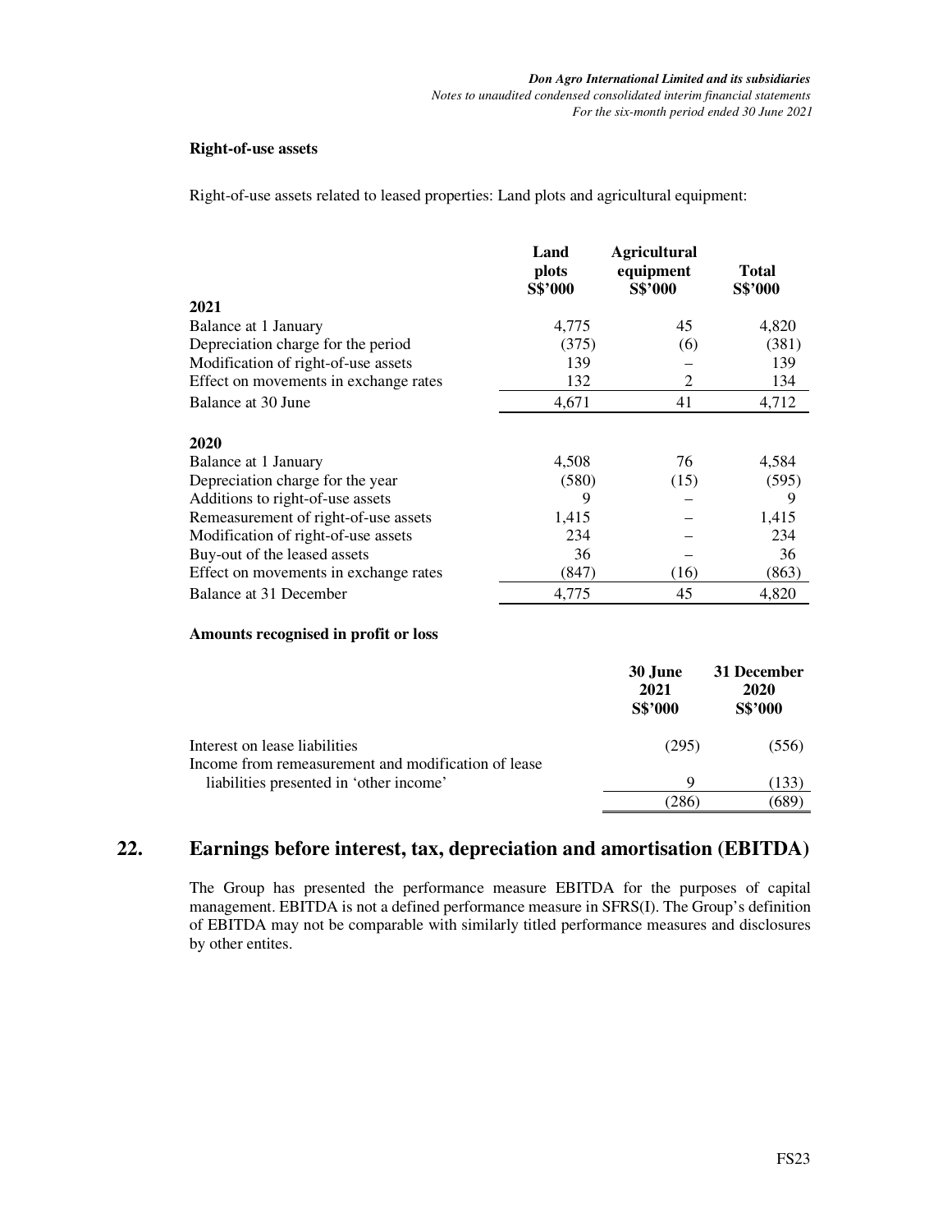**Right-of-use assets**

Right-of-use assets related to leased properties: Land plots and agricultural equipment:

| | Land plots S$'000 | Agricultural equipment S$'000 | Total S$'000 |
|---|---|---|---|
| **2021** | | | |
| Balance at 1 January | 4,775 | 45 | 4,820 |
| Depreciation charge for the period | (375) | (6) | (381) |
| Modification of right-of-use assets | 139 | – | 139 |
| Effect on movements in exchange rates | 132 | 2 | 134 |
| Balance at 30 June | 4,671 | 41 | 4,712 |
| | | | |
| **2020** | | | |
| Balance at 1 January | 4,508 | 76 | 4,584 |
| Depreciation charge for the year | (580) | (15) | (595) |
| Additions to right-of-use assets | 9 | – | 9 |
| Remeasurement of right-of-use assets | 1,415 | – | 1,415 |
| Modification of right-of-use assets | 234 | – | 234 |
| Buy-out of the leased assets | 36 | – | 36 |
| Effect on movements in exchange rates | (847) | (16) | (863) |
| Balance at 31 December | 4,775 | 45 | 4,820 |

**Amounts recognised in profit or loss**

| | 30 June 2021 S$'000 | 31 December 2020 S$'000 |
|---|---|---|
| Interest on lease liabilities | (295) | (556) |
| Income from remeasurement and modification of lease liabilities presented in 'other income' | 9 | (133) |
| | (286) | (689) |

## 22. Earnings before interest, tax, depreciation and amortisation (EBITDA)

The Group has presented the performance measure EBITDA for the purposes of capital management. EBITDA is not a defined performance measure in SFRS(I). The Group's definition of EBITDA may not be comparable with similarly titled performance measures and disclosures by other entites.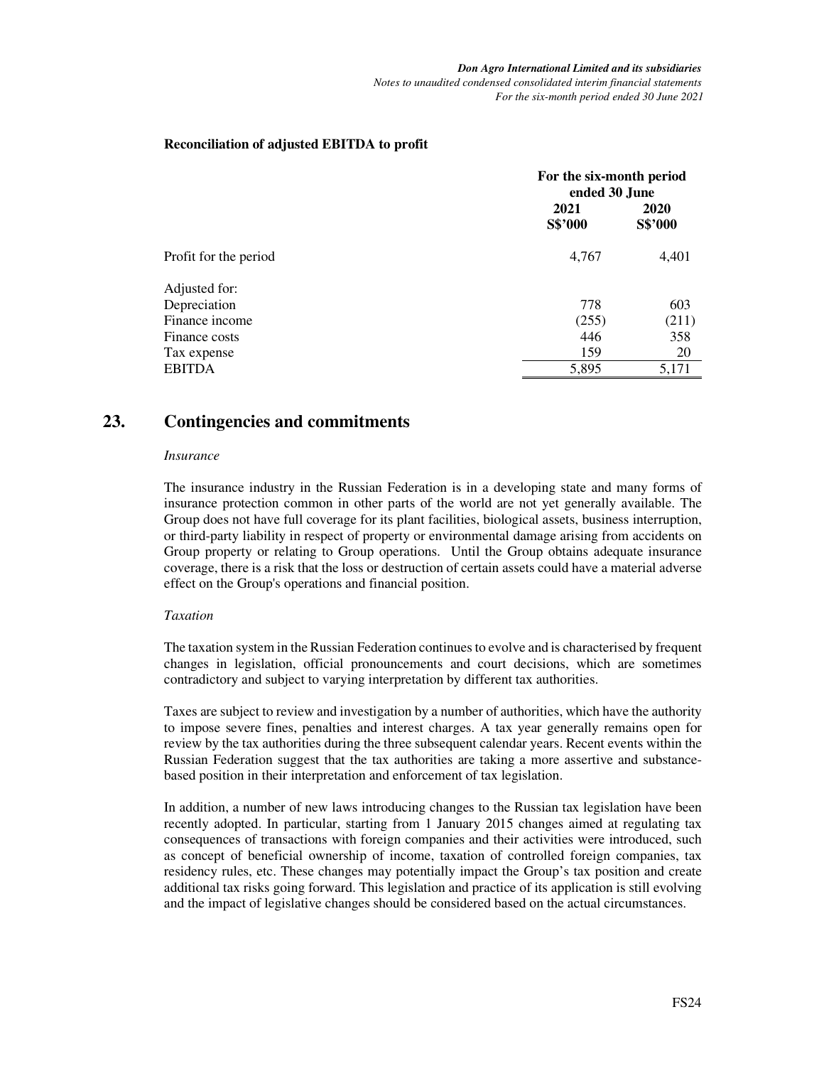**Reconciliation of adjusted EBITDA to profit**

| | For the six-month period ended 30 June | |
|---|---|---|
| | 2021 S$'000 | 2020 S$'000 |
| Profit for the period | 4,767 | 4,401 |
| Adjusted for: | | |
| Depreciation | 778 | 603 |
| Finance income | (255) | (211) |
| Finance costs | 446 | 358 |
| Tax expense | 159 | 20 |
| EBITDA | 5,895 | 5,171 |

## 23. Contingencies and commitments

*Insurance*

The insurance industry in the Russian Federation is in a developing state and many forms of insurance protection common in other parts of the world are not yet generally available. The Group does not have full coverage for its plant facilities, biological assets, business interruption, or third-party liability in respect of property or environmental damage arising from accidents on Group property or relating to Group operations. Until the Group obtains adequate insurance coverage, there is a risk that the loss or destruction of certain assets could have a material adverse effect on the Group's operations and financial position.

*Taxation*

The taxation system in the Russian Federation continues to evolve and is characterised by frequent changes in legislation, official pronouncements and court decisions, which are sometimes contradictory and subject to varying interpretation by different tax authorities.

Taxes are subject to review and investigation by a number of authorities, which have the authority to impose severe fines, penalties and interest charges. A tax year generally remains open for review by the tax authorities during the three subsequent calendar years. Recent events within the Russian Federation suggest that the tax authorities are taking a more assertive and substance-based position in their interpretation and enforcement of tax legislation.

In addition, a number of new laws introducing changes to the Russian tax legislation have been recently adopted. In particular, starting from 1 January 2015 changes aimed at regulating tax consequences of transactions with foreign companies and their activities were introduced, such as concept of beneficial ownership of income, taxation of controlled foreign companies, tax residency rules, etc. These changes may potentially impact the Group's tax position and create additional tax risks going forward. This legislation and practice of its application is still evolving and the impact of legislative changes should be considered based on the actual circumstances.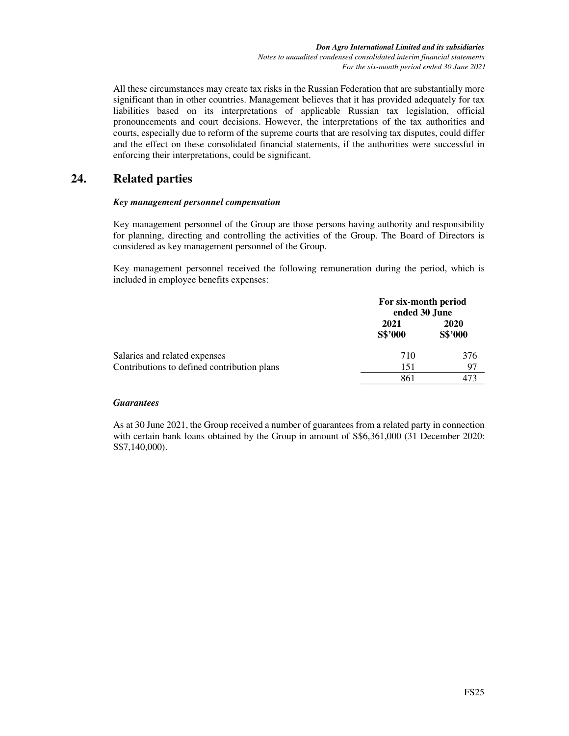All these circumstances may create tax risks in the Russian Federation that are substantially more significant than in other countries. Management believes that it has provided adequately for tax liabilities based on its interpretations of applicable Russian tax legislation, official pronouncements and court decisions. However, the interpretations of the tax authorities and courts, especially due to reform of the supreme courts that are resolving tax disputes, could differ and the effect on these consolidated financial statements, if the authorities were successful in enforcing their interpretations, could be significant.

## 24. Related parties

***Key management personnel compensation***

Key management personnel of the Group are those persons having authority and responsibility for planning, directing and controlling the activities of the Group. The Board of Directors is considered as key management personnel of the Group.

Key management personnel received the following remuneration during the period, which is included in employee benefits expenses:

| | For six-month period ended 30 June | |
|---|---|---|
| | **2021** | **2020** |
| | **S$'000** | **S$'000** |
| Salaries and related expenses | 710 | 376 |
| Contributions to defined contribution plans | 151 | 97 |
| | 861 | 473 |

***Guarantees***

As at 30 June 2021, the Group received a number of guarantees from a related party in connection with certain bank loans obtained by the Group in amount of S$6,361,000 (31 December 2020: S$7,140,000).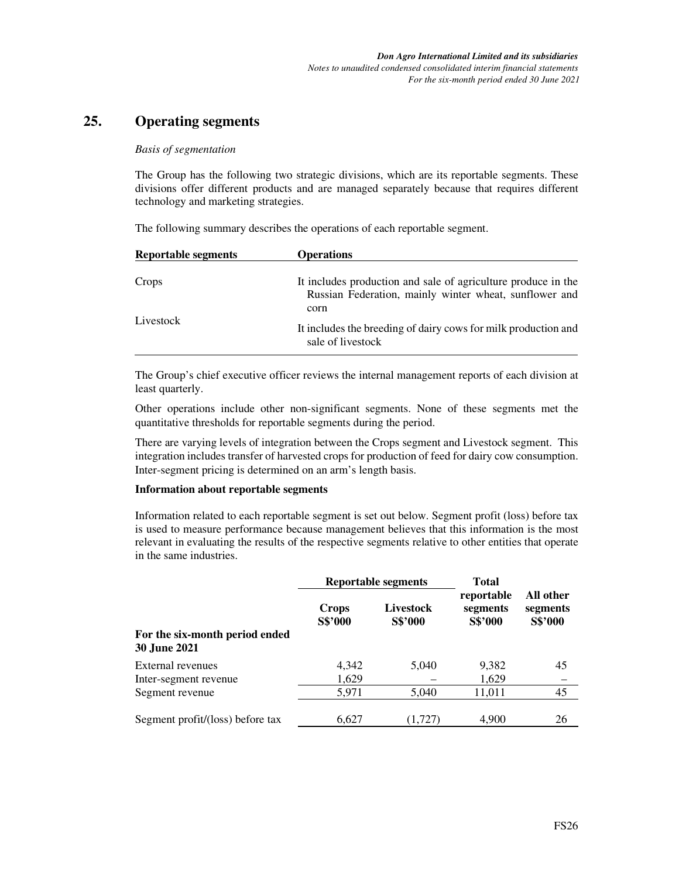# 25. Operating segments

*Basis of segmentation*

The Group has the following two strategic divisions, which are its reportable segments. These divisions offer different products and are managed separately because that requires different technology and marketing strategies.

The following summary describes the operations of each reportable segment.

| **Reportable segments** | **Operations** |
|---|---|
| Crops | It includes production and sale of agriculture produce in the Russian Federation, mainly winter wheat, sunflower and corn |
| Livestock | It includes the breeding of dairy cows for milk production and sale of livestock |

The Group's chief executive officer reviews the internal management reports of each division at least quarterly.

Other operations include other non-significant segments. None of these segments met the quantitative thresholds for reportable segments during the period.

There are varying levels of integration between the Crops segment and Livestock segment. This integration includes transfer of harvested crops for production of feed for dairy cow consumption. Inter-segment pricing is determined on an arm's length basis.

**Information about reportable segments**

Information related to each reportable segment is set out below. Segment profit (loss) before tax is used to measure performance because management believes that this information is the most relevant in evaluating the results of the respective segments relative to other entities that operate in the same industries.

| | **Reportable segments** | | **Total reportable segments** | **All other segments** |
|---|---|---|---|---|
| | **Crops S$'000** | **Livestock S$'000** | **S$'000** | **S$'000** |
| **For the six-month period ended 30 June 2021** | | | | |
| External revenues | 4,342 | 5,040 | 9,382 | 45 |
| Inter-segment revenue | 1,629 | – | 1,629 | – |
| Segment revenue | 5,971 | 5,040 | 11,011 | 45 |
| Segment profit/(loss) before tax | 6,627 | (1,727) | 4,900 | 26 |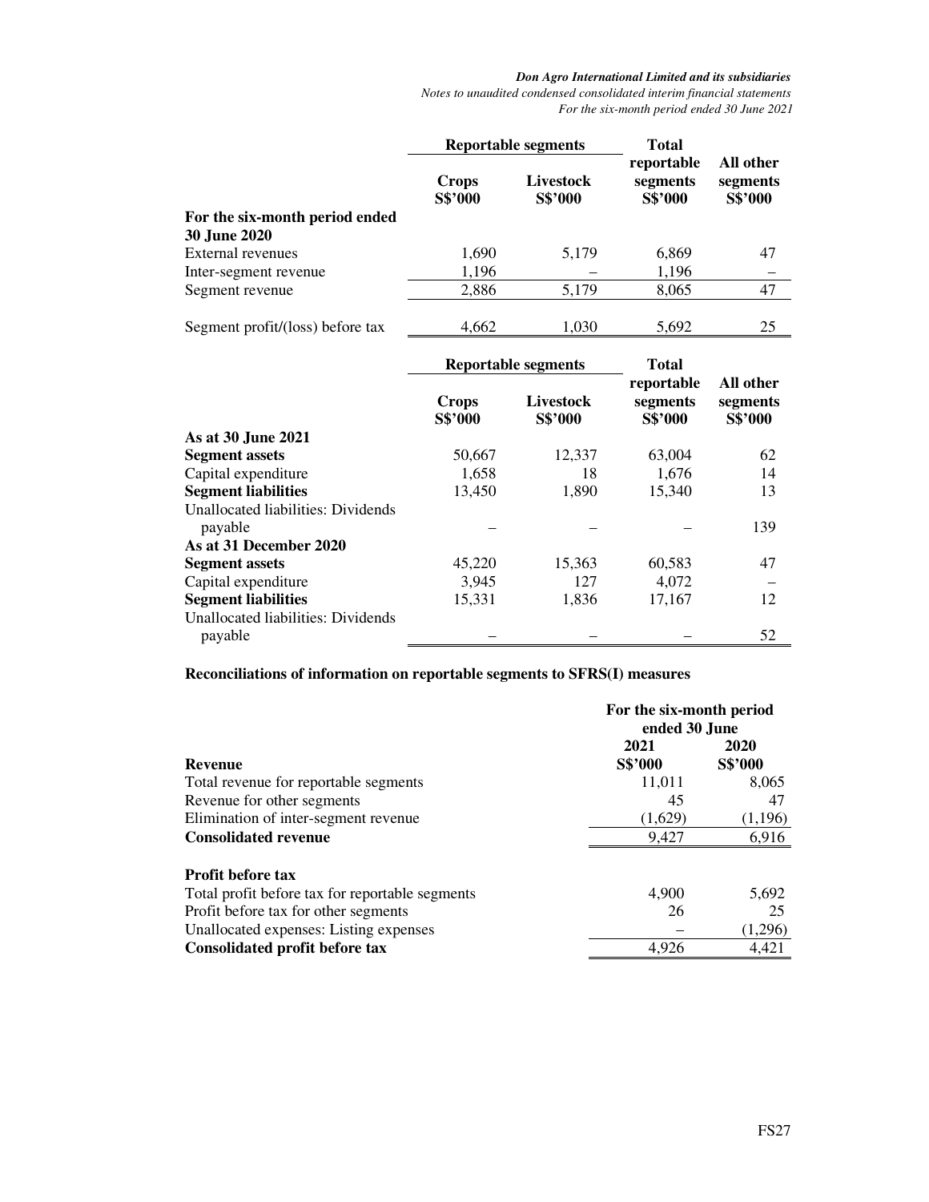| | Reportable segments | | Total | |
|---|---|---|---|---|
| | Crops S$'000 | Livestock S$'000 | reportable segments S$'000 | All other segments S$'000 |
| **For the six-month period ended 30 June 2020** | | | | |
| External revenues | 1,690 | 5,179 | 6,869 | 47 |
| Inter-segment revenue | 1,196 | – | 1,196 | – |
| Segment revenue | 2,886 | 5,179 | 8,065 | 47 |
| Segment profit/(loss) before tax | 4,662 | 1,030 | 5,692 | 25 |

| | Reportable segments | | Total | |
|---|---|---|---|---|
| | Crops S$'000 | Livestock S$'000 | reportable segments S$'000 | All other segments S$'000 |
| **As at 30 June 2021** | | | | |
| **Segment assets** | 50,667 | 12,337 | 63,004 | 62 |
| Capital expenditure | 1,658 | 18 | 1,676 | 14 |
| **Segment liabilities** | 13,450 | 1,890 | 15,340 | 13 |
| Unallocated liabilities: Dividends payable | – | – | – | 139 |
| **As at 31 December 2020** | | | | |
| **Segment assets** | 45,220 | 15,363 | 60,583 | 47 |
| Capital expenditure | 3,945 | 127 | 4,072 | – |
| **Segment liabilities** | 15,331 | 1,836 | 17,167 | 12 |
| Unallocated liabilities: Dividends payable | – | – | – | 52 |

**Reconciliations of information on reportable segments to SFRS(I) measures**

| | For the six-month period ended 30 June | |
|---|---|---|
| | 2021 S$'000 | 2020 S$'000 |
| **Revenue** | | |
| Total revenue for reportable segments | 11,011 | 8,065 |
| Revenue for other segments | 45 | 47 |
| Elimination of inter-segment revenue | (1,629) | (1,196) |
| **Consolidated revenue** | 9,427 | 6,916 |
| | | |
| **Profit before tax** | | |
| Total profit before tax for reportable segments | 4,900 | 5,692 |
| Profit before tax for other segments | 26 | 25 |
| Unallocated expenses: Listing expenses | – | (1,296) |
| **Consolidated profit before tax** | 4,926 | 4,421 |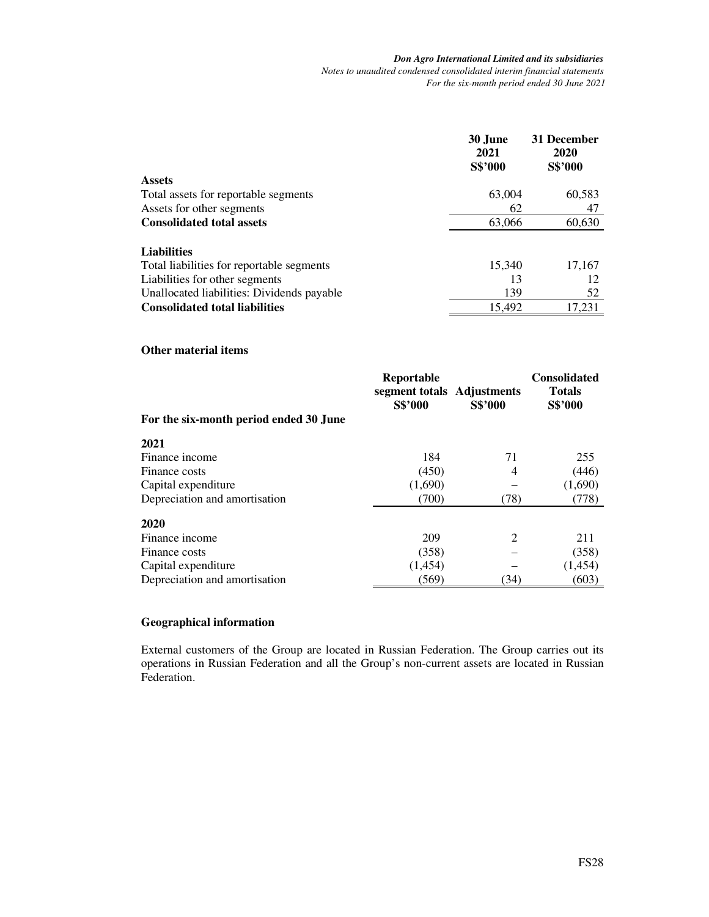| | 30 June 2021 S$'000 | 31 December 2020 S$'000 |
|---|---|---|
| **Assets** | | |
| Total assets for reportable segments | 63,004 | 60,583 |
| Assets for other segments | 62 | 47 |
| **Consolidated total assets** | 63,066 | 60,630 |
| | | |
| **Liabilities** | | |
| Total liabilities for reportable segments | 15,340 | 17,167 |
| Liabilities for other segments | 13 | 12 |
| Unallocated liabilities: Dividends payable | 139 | 52 |
| **Consolidated total liabilities** | 15,492 | 17,231 |

**Other material items**

| For the six-month period ended 30 June | Reportable segment totals S$'000 | Adjustments S$'000 | Consolidated Totals S$'000 |
|---|---|---|---|
| **2021** | | | |
| Finance income | 184 | 71 | 255 |
| Finance costs | (450) | 4 | (446) |
| Capital expenditure | (1,690) | – | (1,690) |
| Depreciation and amortisation | (700) | (78) | (778) |
| **2020** | | | |
| Finance income | 209 | 2 | 211 |
| Finance costs | (358) | – | (358) |
| Capital expenditure | (1,454) | – | (1,454) |
| Depreciation and amortisation | (569) | (34) | (603) |

**Geographical information**

External customers of the Group are located in Russian Federation. The Group carries out its operations in Russian Federation and all the Group's non-current assets are located in Russian Federation.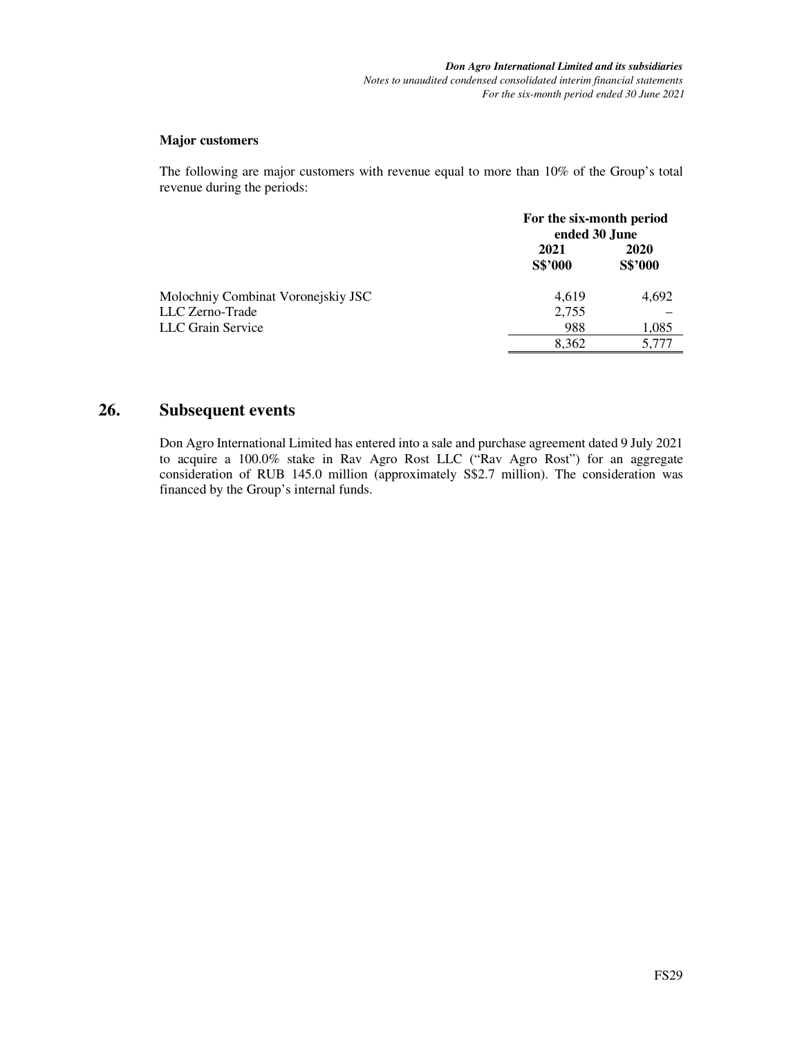**Major customers**

The following are major customers with revenue equal to more than 10% of the Group's total revenue during the periods:

| | For the six-month period ended 30 June | |
|---|---|---|
| | 2021 | 2020 |
| | S$'000 | S$'000 |
| Molochniy Combinat Voronejskiy JSC | 4,619 | 4,692 |
| LLC Zerno-Trade | 2,755 | – |
| LLC Grain Service | 988 | 1,085 |
| | 8,362 | 5,777 |

## 26. Subsequent events

Don Agro International Limited has entered into a sale and purchase agreement dated 9 July 2021 to acquire a 100.0% stake in Rav Agro Rost LLC ("Rav Agro Rost") for an aggregate consideration of RUB 145.0 million (approximately S$2.7 million). The consideration was financed by the Group's internal funds.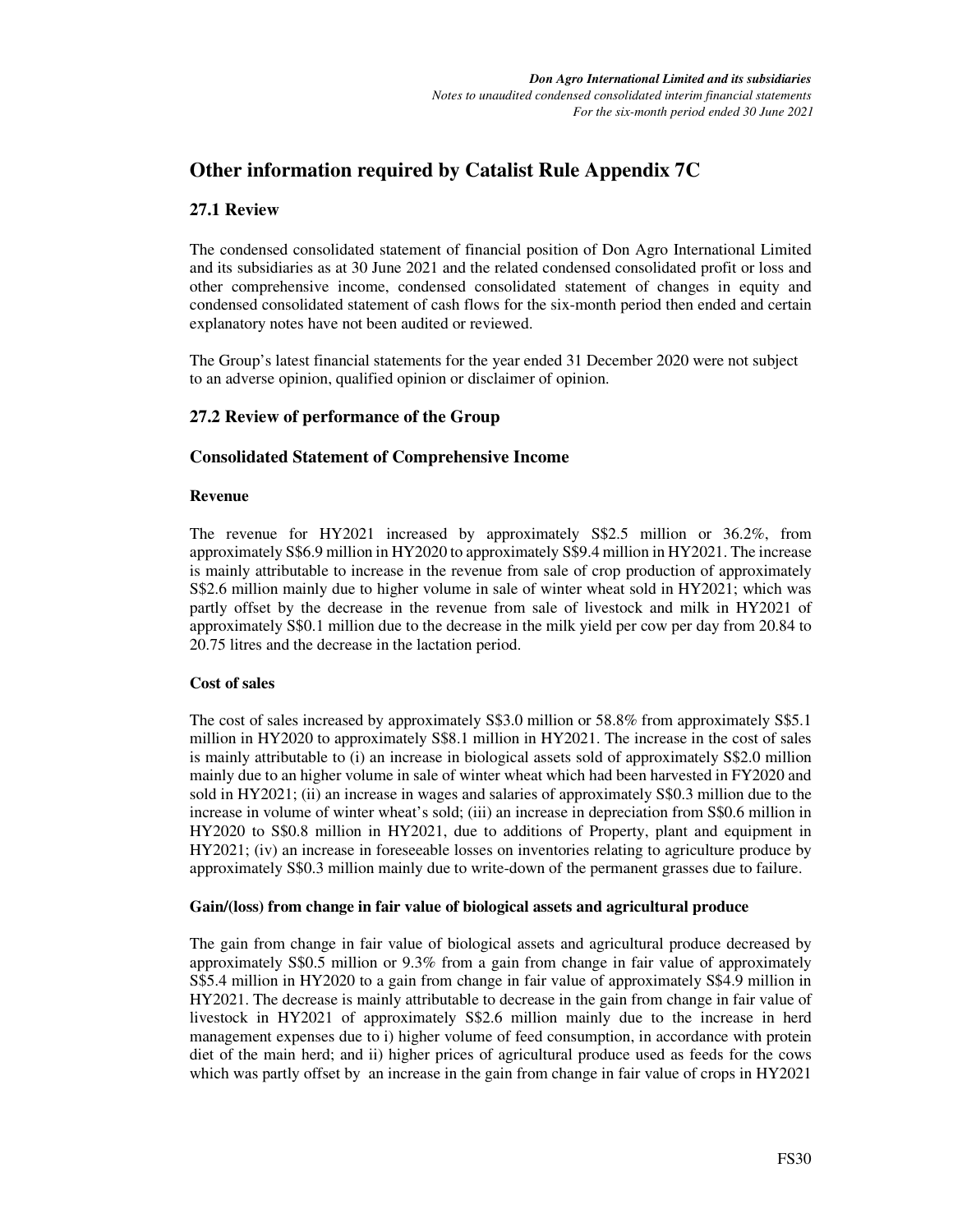# Other information required by Catalist Rule Appendix 7C

## 27.1 Review

The condensed consolidated statement of financial position of Don Agro International Limited and its subsidiaries as at 30 June 2021 and the related condensed consolidated profit or loss and other comprehensive income, condensed consolidated statement of changes in equity and condensed consolidated statement of cash flows for the six-month period then ended and certain explanatory notes have not been audited or reviewed.

The Group's latest financial statements for the year ended 31 December 2020 were not subject to an adverse opinion, qualified opinion or disclaimer of opinion.

## 27.2 Review of performance of the Group

### Consolidated Statement of Comprehensive Income

**Revenue**

The revenue for HY2021 increased by approximately S$2.5 million or 36.2%, from approximately S$6.9 million in HY2020 to approximately S$9.4 million in HY2021. The increase is mainly attributable to increase in the revenue from sale of crop production of approximately S$2.6 million mainly due to higher volume in sale of winter wheat sold in HY2021; which was partly offset by the decrease in the revenue from sale of livestock and milk in HY2021 of approximately S$0.1 million due to the decrease in the milk yield per cow per day from 20.84 to 20.75 litres and the decrease in the lactation period.

**Cost of sales**

The cost of sales increased by approximately S$3.0 million or 58.8% from approximately S$5.1 million in HY2020 to approximately S$8.1 million in HY2021. The increase in the cost of sales is mainly attributable to (i) an increase in biological assets sold of approximately S$2.0 million mainly due to an higher volume in sale of winter wheat which had been harvested in FY2020 and sold in HY2021; (ii) an increase in wages and salaries of approximately S$0.3 million due to the increase in volume of winter wheat's sold; (iii) an increase in depreciation from S$0.6 million in HY2020 to S$0.8 million in HY2021, due to additions of Property, plant and equipment in HY2021; (iv) an increase in foreseeable losses on inventories relating to agriculture produce by approximately S$0.3 million mainly due to write-down of the permanent grasses due to failure.

**Gain/(loss) from change in fair value of biological assets and agricultural produce**

The gain from change in fair value of biological assets and agricultural produce decreased by approximately S$0.5 million or 9.3% from a gain from change in fair value of approximately S$5.4 million in HY2020 to a gain from change in fair value of approximately S$4.9 million in HY2021. The decrease is mainly attributable to decrease in the gain from change in fair value of livestock in HY2021 of approximately S$2.6 million mainly due to the increase in herd management expenses due to i) higher volume of feed consumption, in accordance with protein diet of the main herd; and ii) higher prices of agricultural produce used as feeds for the cows which was partly offset by an increase in the gain from change in fair value of crops in HY2021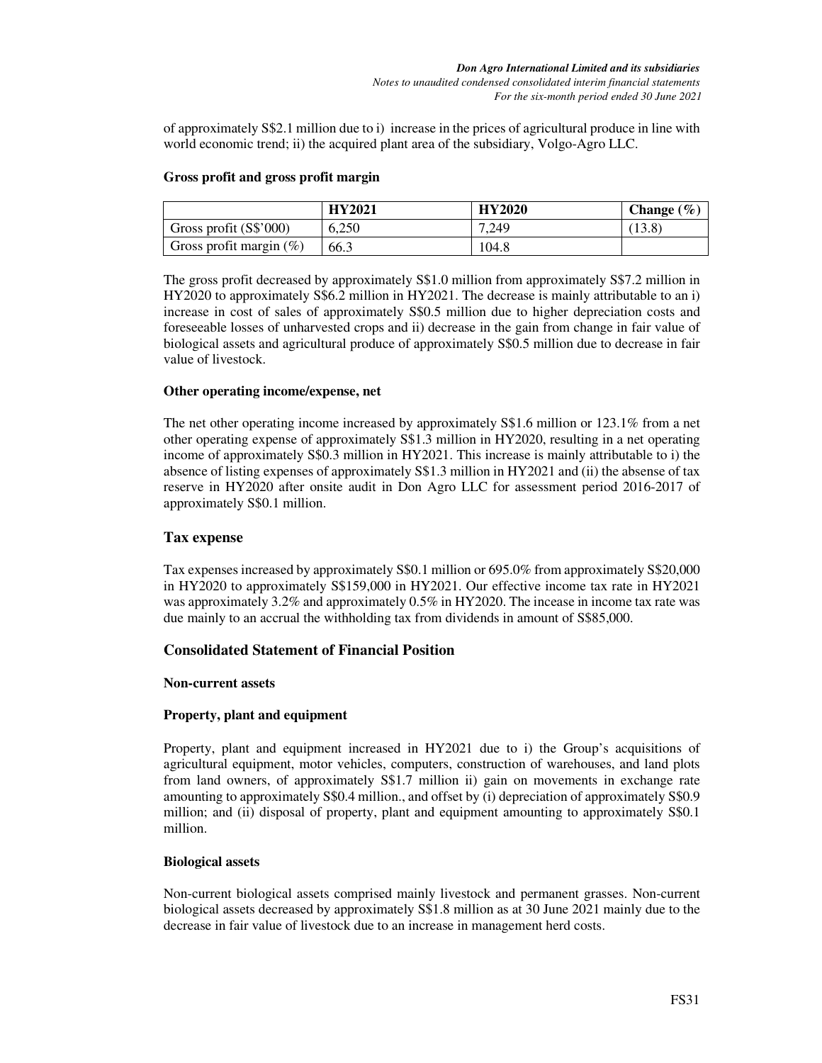of approximately S$2.1 million due to i) increase in the prices of agricultural produce in line with world economic trend; ii) the acquired plant area of the subsidiary, Volgo-Agro LLC.

**Gross profit and gross profit margin**

| | HY2021 | HY2020 | Change (%) |
|---|---|---|---|
| Gross profit (S$'000) | 6,250 | 7,249 | (13.8) |
| Gross profit margin (%) | 66.3 | 104.8 | |

The gross profit decreased by approximately S$1.0 million from approximately S$7.2 million in HY2020 to approximately S$6.2 million in HY2021. The decrease is mainly attributable to an i) increase in cost of sales of approximately S$0.5 million due to higher depreciation costs and foreseeable losses of unharvested crops and ii) decrease in the gain from change in fair value of biological assets and agricultural produce of approximately S$0.5 million due to decrease in fair value of livestock.

**Other operating income/expense, net**

The net other operating income increased by approximately S$1.6 million or 123.1% from a net other operating expense of approximately S$1.3 million in HY2020, resulting in a net operating income of approximately S$0.3 million in HY2021. This increase is mainly attributable to i) the absence of listing expenses of approximately S$1.3 million in HY2021 and (ii) the absense of tax reserve in HY2020 after onsite audit in Don Agro LLC for assessment period 2016-2017 of approximately S$0.1 million.

## Tax expense

Tax expenses increased by approximately S$0.1 million or 695.0% from approximately S$20,000 in HY2020 to approximately S$159,000 in HY2021. Our effective income tax rate in HY2021 was approximately 3.2% and approximately 0.5% in HY2020. The incease in income tax rate was due mainly to an accrual the withholding tax from dividends in amount of S$85,000.

## Consolidated Statement of Financial Position

**Non-current assets**

**Property, plant and equipment**

Property, plant and equipment increased in HY2021 due to i) the Group's acquisitions of agricultural equipment, motor vehicles, computers, construction of warehouses, and land plots from land owners, of approximately S$1.7 million ii) gain on movements in exchange rate amounting to approximately S$0.4 million., and offset by (i) depreciation of approximately S$0.9 million; and (ii) disposal of property, plant and equipment amounting to approximately S$0.1 million.

**Biological assets**

Non-current biological assets comprised mainly livestock and permanent grasses. Non-current biological assets decreased by approximately S$1.8 million as at 30 June 2021 mainly due to the decrease in fair value of livestock due to an increase in management herd costs.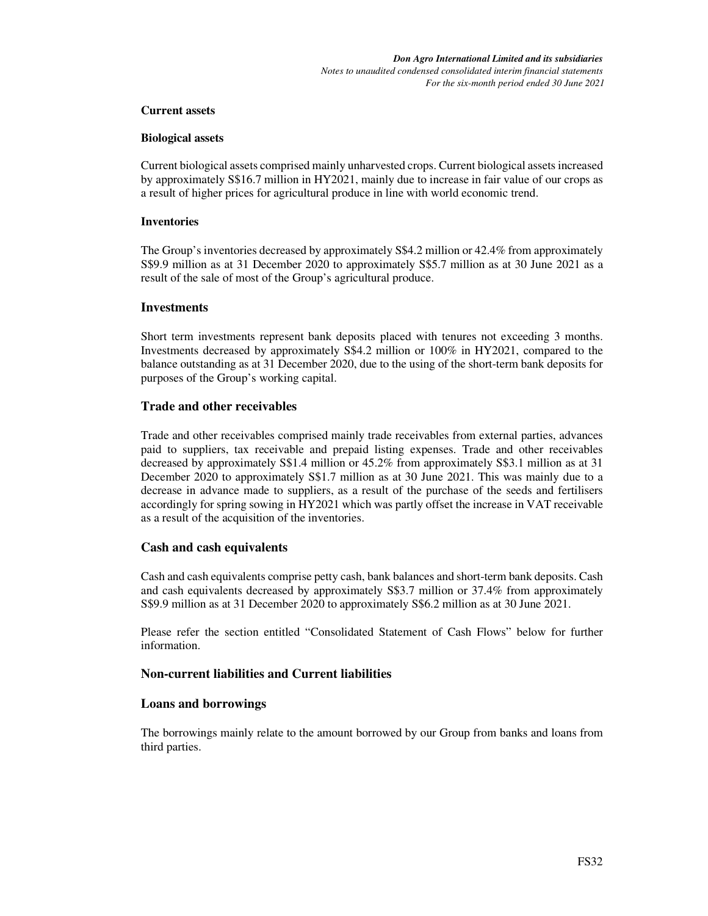**Current assets**

**Biological assets**

Current biological assets comprised mainly unharvested crops. Current biological assets increased by approximately S$16.7 million in HY2021, mainly due to increase in fair value of our crops as a result of higher prices for agricultural produce in line with world economic trend.

**Inventories**

The Group's inventories decreased by approximately S$4.2 million or 42.4% from approximately S$9.9 million as at 31 December 2020 to approximately S$5.7 million as at 30 June 2021 as a result of the sale of most of the Group's agricultural produce.

## Investments

Short term investments represent bank deposits placed with tenures not exceeding 3 months. Investments decreased by approximately S$4.2 million or 100% in HY2021, compared to the balance outstanding as at 31 December 2020, due to the using of the short-term bank deposits for purposes of the Group's working capital.

## Trade and other receivables

Trade and other receivables comprised mainly trade receivables from external parties, advances paid to suppliers, tax receivable and prepaid listing expenses. Trade and other receivables decreased by approximately S$1.4 million or 45.2% from approximately S$3.1 million as at 31 December 2020 to approximately S$1.7 million as at 30 June 2021. This was mainly due to a decrease in advance made to suppliers, as a result of the purchase of the seeds and fertilisers accordingly for spring sowing in HY2021 which was partly offset the increase in VAT receivable as a result of the acquisition of the inventories.

## Cash and cash equivalents

Cash and cash equivalents comprise petty cash, bank balances and short-term bank deposits. Cash and cash equivalents decreased by approximately S$3.7 million or 37.4% from approximately S$9.9 million as at 31 December 2020 to approximately S$6.2 million as at 30 June 2021.

Please refer the section entitled "Consolidated Statement of Cash Flows" below for further information.

## Non-current liabilities and Current liabilities

## Loans and borrowings

The borrowings mainly relate to the amount borrowed by our Group from banks and loans from third parties.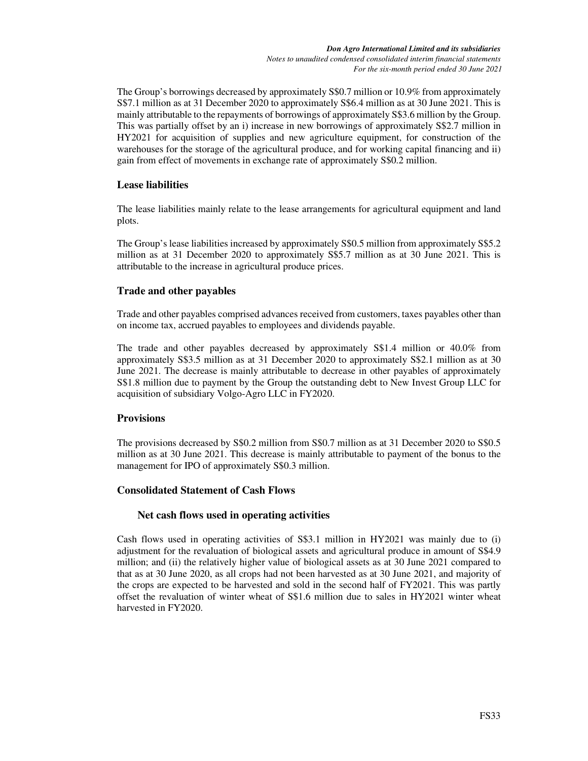The Group's borrowings decreased by approximately S$0.7 million or 10.9% from approximately S$7.1 million as at 31 December 2020 to approximately S$6.4 million as at 30 June 2021. This is mainly attributable to the repayments of borrowings of approximately S$3.6 million by the Group. This was partially offset by an i) increase in new borrowings of approximately S$2.7 million in HY2021 for acquisition of supplies and new agriculture equipment, for construction of the warehouses for the storage of the agricultural produce, and for working capital financing and ii) gain from effect of movements in exchange rate of approximately S$0.2 million.

## Lease liabilities

The lease liabilities mainly relate to the lease arrangements for agricultural equipment and land plots.

The Group's lease liabilities increased by approximately S$0.5 million from approximately S$5.2 million as at 31 December 2020 to approximately S$5.7 million as at 30 June 2021. This is attributable to the increase in agricultural produce prices.

## Trade and other payables

Trade and other payables comprised advances received from customers, taxes payables other than on income tax, accrued payables to employees and dividends payable.

The trade and other payables decreased by approximately S$1.4 million or 40.0% from approximately S$3.5 million as at 31 December 2020 to approximately S$2.1 million as at 30 June 2021. The decrease is mainly attributable to decrease in other payables of approximately S$1.8 million due to payment by the Group the outstanding debt to New Invest Group LLC for acquisition of subsidiary Volgo-Agro LLC in FY2020.

## Provisions

The provisions decreased by S$0.2 million from S$0.7 million as at 31 December 2020 to S$0.5 million as at 30 June 2021. This decrease is mainly attributable to payment of the bonus to the management for IPO of approximately S$0.3 million.

## Consolidated Statement of Cash Flows

### Net cash flows used in operating activities

Cash flows used in operating activities of S$3.1 million in HY2021 was mainly due to (i) adjustment for the revaluation of biological assets and agricultural produce in amount of S$4.9 million; and (ii) the relatively higher value of biological assets as at 30 June 2021 compared to that as at 30 June 2020, as all crops had not been harvested as at 30 June 2021, and majority of the crops are expected to be harvested and sold in the second half of FY2021. This was partly offset the revaluation of winter wheat of S$1.6 million due to sales in HY2021 winter wheat harvested in FY2020.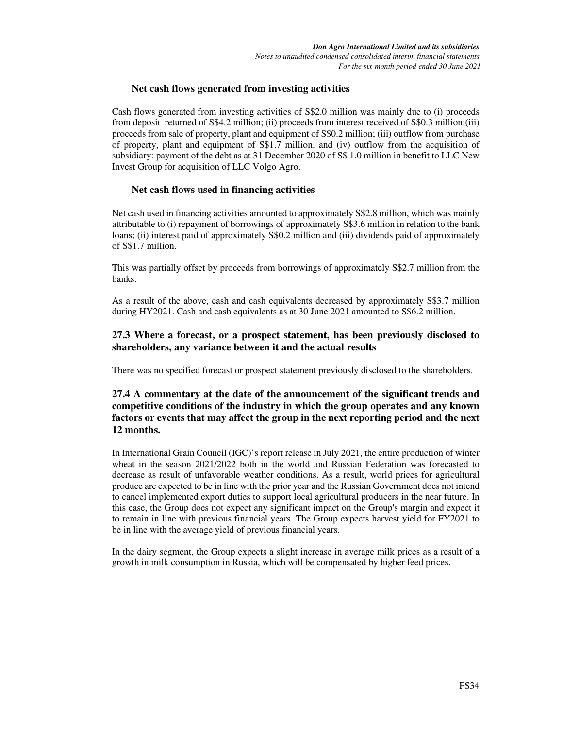### Net cash flows generated from investing activities

Cash flows generated from investing activities of S$2.0 million was mainly due to (i) proceeds from deposit returned of S$4.2 million; (ii) proceeds from interest received of S$0.3 million;(iii) proceeds from sale of property, plant and equipment of S$0.2 million; (iii) outflow from purchase of property, plant and equipment of S$1.7 million. and (iv) outflow from the acquisition of subsidiary: payment of the debt as at 31 December 2020 of S$ 1.0 million in benefit to LLC New Invest Group for acquisition of LLC Volgo Agro.

### Net cash flows used in financing activities

Net cash used in financing activities amounted to approximately S$2.8 million, which was mainly attributable to (i) repayment of borrowings of approximately S$3.6 million in relation to the bank loans; (ii) interest paid of approximately S$0.2 million and (iii) dividends paid of approximately of S$1.7 million.

This was partially offset by proceeds from borrowings of approximately S$2.7 million from the banks.

As a result of the above, cash and cash equivalents decreased by approximately S$3.7 million during HY2021. Cash and cash equivalents as at 30 June 2021 amounted to S$6.2 million.

## 27.3 Where a forecast, or a prospect statement, has been previously disclosed to shareholders, any variance between it and the actual results

There was no specified forecast or prospect statement previously disclosed to the shareholders.

## 27.4 A commentary at the date of the announcement of the significant trends and competitive conditions of the industry in which the group operates and any known factors or events that may affect the group in the next reporting period and the next 12 months.

In International Grain Council (IGC)'s report release in July 2021, the entire production of winter wheat in the season 2021/2022 both in the world and Russian Federation was forecasted to decrease as result of unfavorable weather conditions. As a result, world prices for agricultural produce are expected to be in line with the prior year and the Russian Government does not intend to cancel implemented export duties to support local agricultural producers in the near future. In this case, the Group does not expect any significant impact on the Group's margin and expect it to remain in line with previous financial years. The Group expects harvest yield for FY2021 to be in line with the average yield of previous financial years.

In the dairy segment, the Group expects a slight increase in average milk prices as a result of a growth in milk consumption in Russia, which will be compensated by higher feed prices.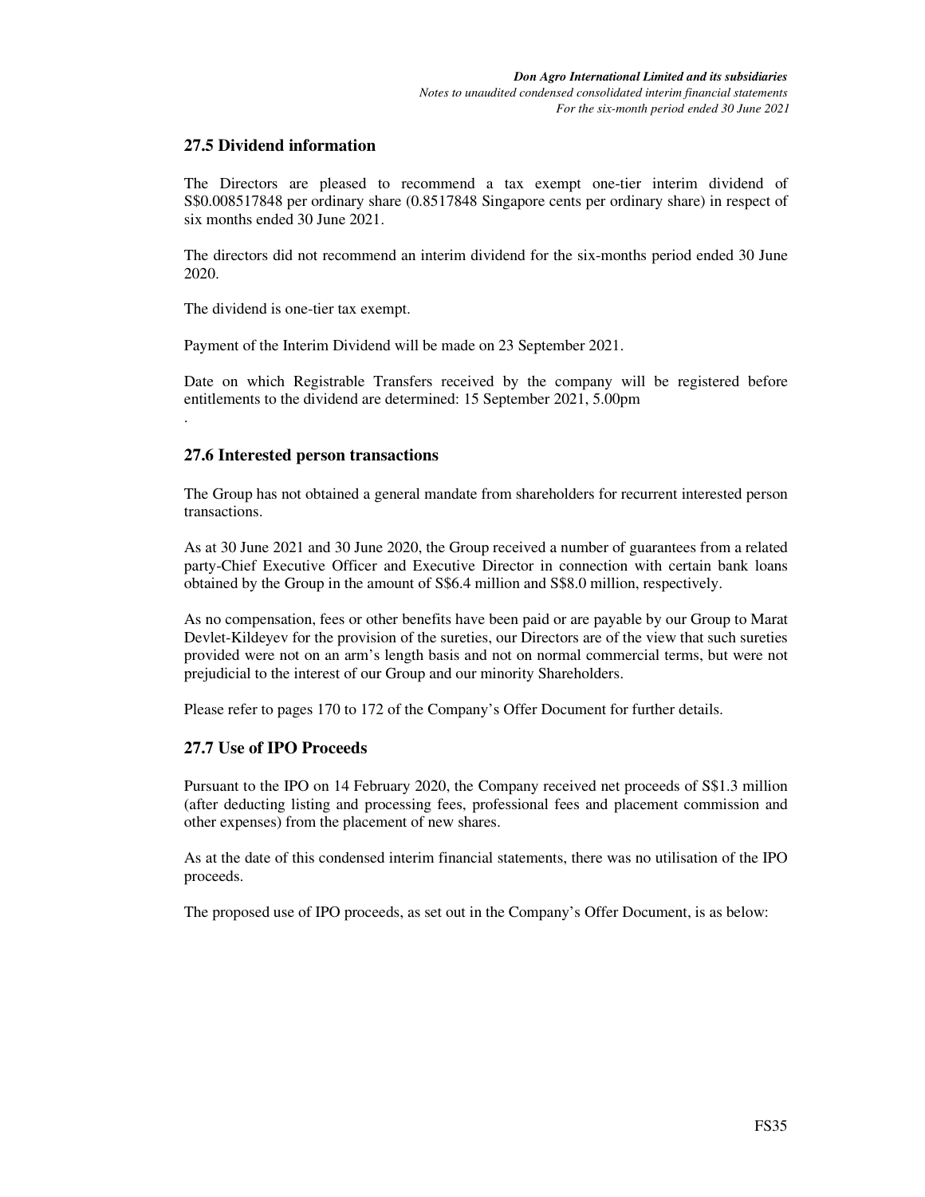## 27.5 Dividend information

The Directors are pleased to recommend a tax exempt one-tier interim dividend of S$0.008517848 per ordinary share (0.8517848 Singapore cents per ordinary share) in respect of six months ended 30 June 2021.

The directors did not recommend an interim dividend for the six-months period ended 30 June 2020.

The dividend is one-tier tax exempt.

Payment of the Interim Dividend will be made on 23 September 2021.

Date on which Registrable Transfers received by the company will be registered before entitlements to the dividend are determined: 15 September 2021, 5.00pm

.

## 27.6 Interested person transactions

The Group has not obtained a general mandate from shareholders for recurrent interested person transactions.

As at 30 June 2021 and 30 June 2020, the Group received a number of guarantees from a related party-Chief Executive Officer and Executive Director in connection with certain bank loans obtained by the Group in the amount of S$6.4 million and S$8.0 million, respectively.

As no compensation, fees or other benefits have been paid or are payable by our Group to Marat Devlet-Kildeyev for the provision of the sureties, our Directors are of the view that such sureties provided were not on an arm's length basis and not on normal commercial terms, but were not prejudicial to the interest of our Group and our minority Shareholders.

Please refer to pages 170 to 172 of the Company's Offer Document for further details.

## 27.7 Use of IPO Proceeds

Pursuant to the IPO on 14 February 2020, the Company received net proceeds of S$1.3 million (after deducting listing and processing fees, professional fees and placement commission and other expenses) from the placement of new shares.

As at the date of this condensed interim financial statements, there was no utilisation of the IPO proceeds.

The proposed use of IPO proceeds, as set out in the Company's Offer Document, is as below: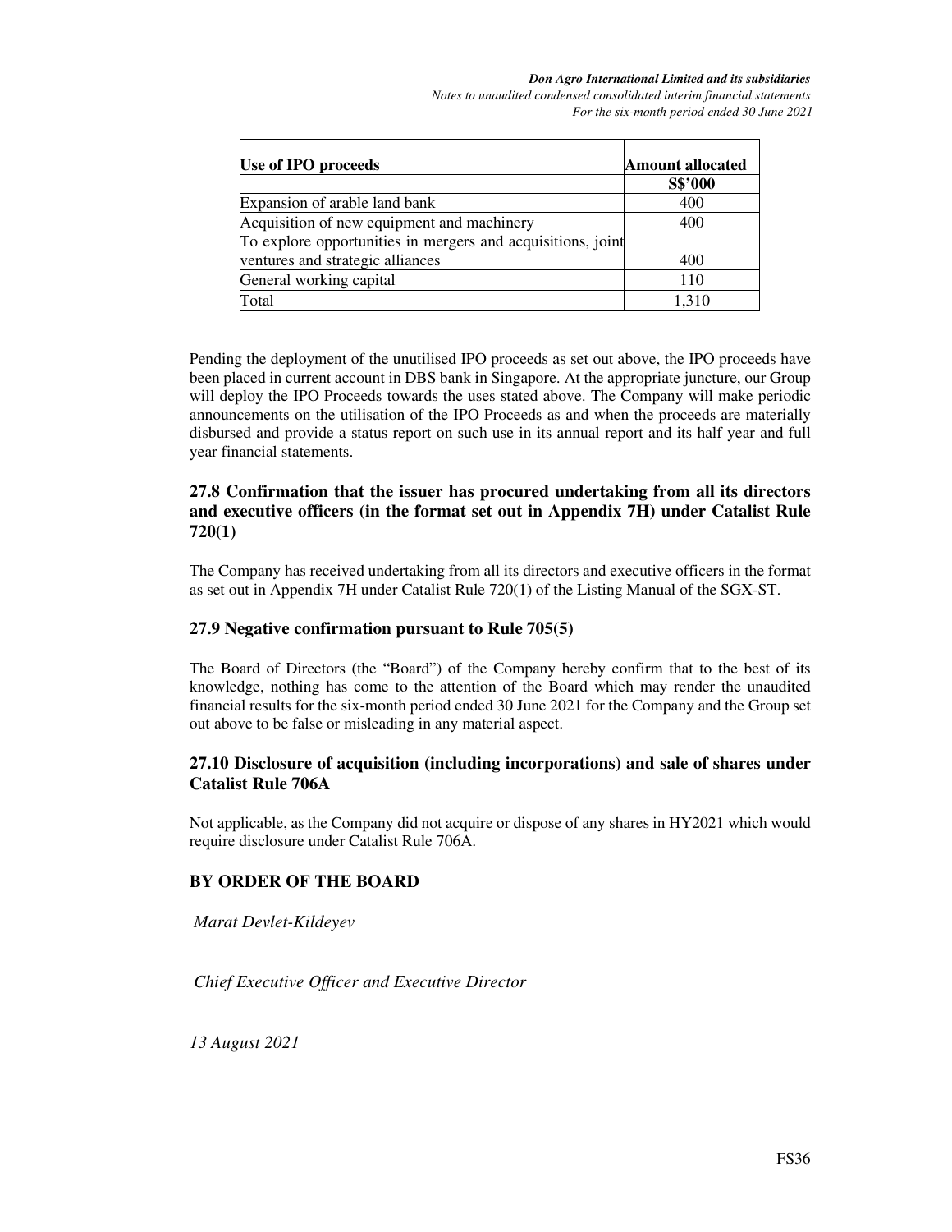| Use of IPO proceeds | Amount allocated |
| --- | --- |
| | S$'000 |
| Expansion of arable land bank | 400 |
| Acquisition of new equipment and machinery | 400 |
| To explore opportunities in mergers and acquisitions, joint ventures and strategic alliances | 400 |
| General working capital | 110 |
| Total | 1,310 |

Pending the deployment of the unutilised IPO proceeds as set out above, the IPO proceeds have been placed in current account in DBS bank in Singapore. At the appropriate juncture, our Group will deploy the IPO Proceeds towards the uses stated above. The Company will make periodic announcements on the utilisation of the IPO Proceeds as and when the proceeds are materially disbursed and provide a status report on such use in its annual report and its half year and full year financial statements.

### 27.8 Confirmation that the issuer has procured undertaking from all its directors and executive officers (in the format set out in Appendix 7H) under Catalist Rule 720(1)

The Company has received undertaking from all its directors and executive officers in the format as set out in Appendix 7H under Catalist Rule 720(1) of the Listing Manual of the SGX-ST.

### 27.9 Negative confirmation pursuant to Rule 705(5)

The Board of Directors (the "Board") of the Company hereby confirm that to the best of its knowledge, nothing has come to the attention of the Board which may render the unaudited financial results for the six-month period ended 30 June 2021 for the Company and the Group set out above to be false or misleading in any material aspect.

### 27.10 Disclosure of acquisition (including incorporations) and sale of shares under Catalist Rule 706A

Not applicable, as the Company did not acquire or dispose of any shares in HY2021 which would require disclosure under Catalist Rule 706A.

**BY ORDER OF THE BOARD**

*Marat Devlet-Kildeyev*

*Chief Executive Officer and Executive Director*

*13 August 2021*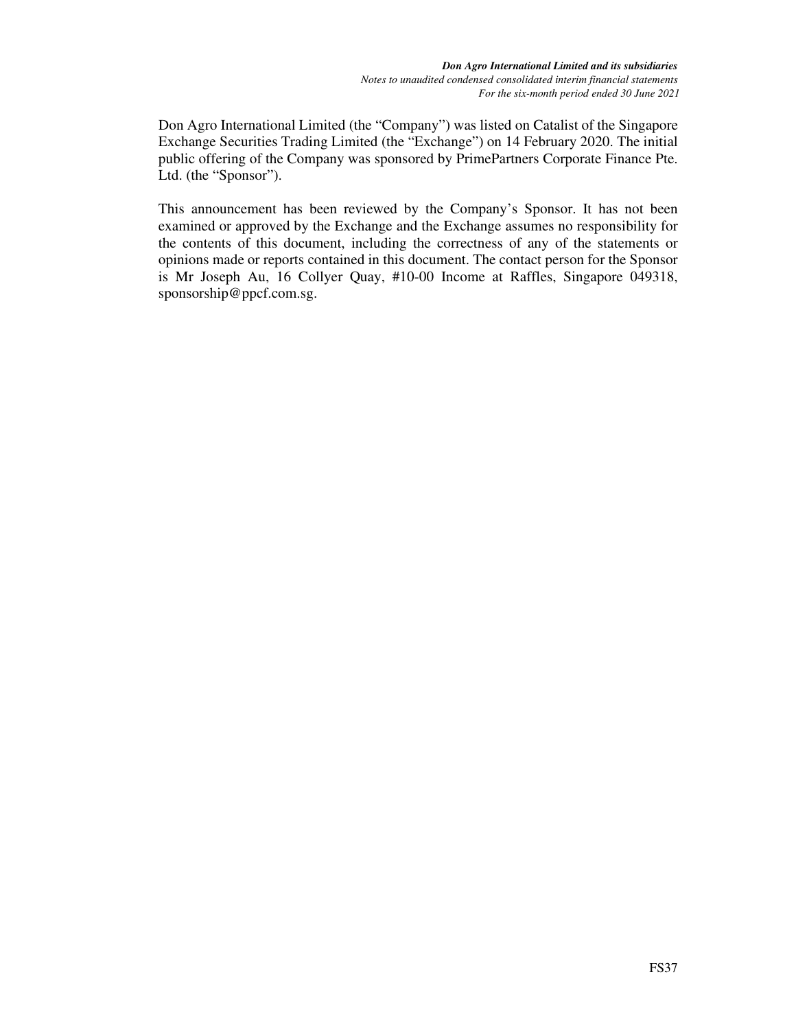Don Agro International Limited (the "Company") was listed on Catalist of the Singapore Exchange Securities Trading Limited (the "Exchange") on 14 February 2020. The initial public offering of the Company was sponsored by PrimePartners Corporate Finance Pte. Ltd. (the "Sponsor").

This announcement has been reviewed by the Company's Sponsor. It has not been examined or approved by the Exchange and the Exchange assumes no responsibility for the contents of this document, including the correctness of any of the statements or opinions made or reports contained in this document. The contact person for the Sponsor is Mr Joseph Au, 16 Collyer Quay, #10-00 Income at Raffles, Singapore 049318, sponsorship@ppcf.com.sg.